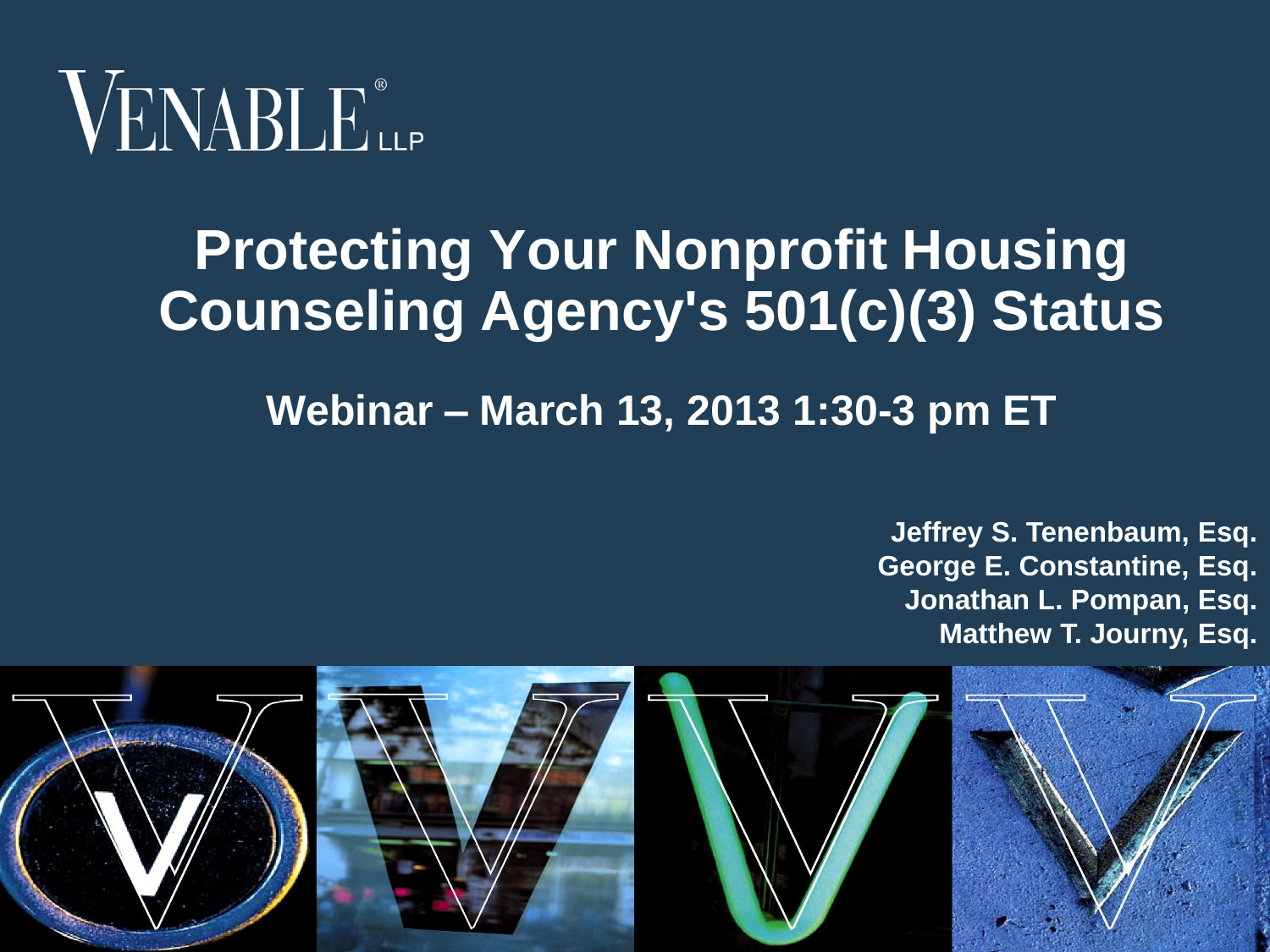VENABLE® LLP

# Protecting Your Nonprofit Housing Counseling Agency's 501(c)(3) Status

## Webinar – March 13, 2013 1:30-3 pm ET

**Jeffrey S. Tenenbaum, Esq.**
**George E. Constantine, Esq.**
**Jonathan L. Pompan, Esq.**
**Matthew T. Journy, Esq.**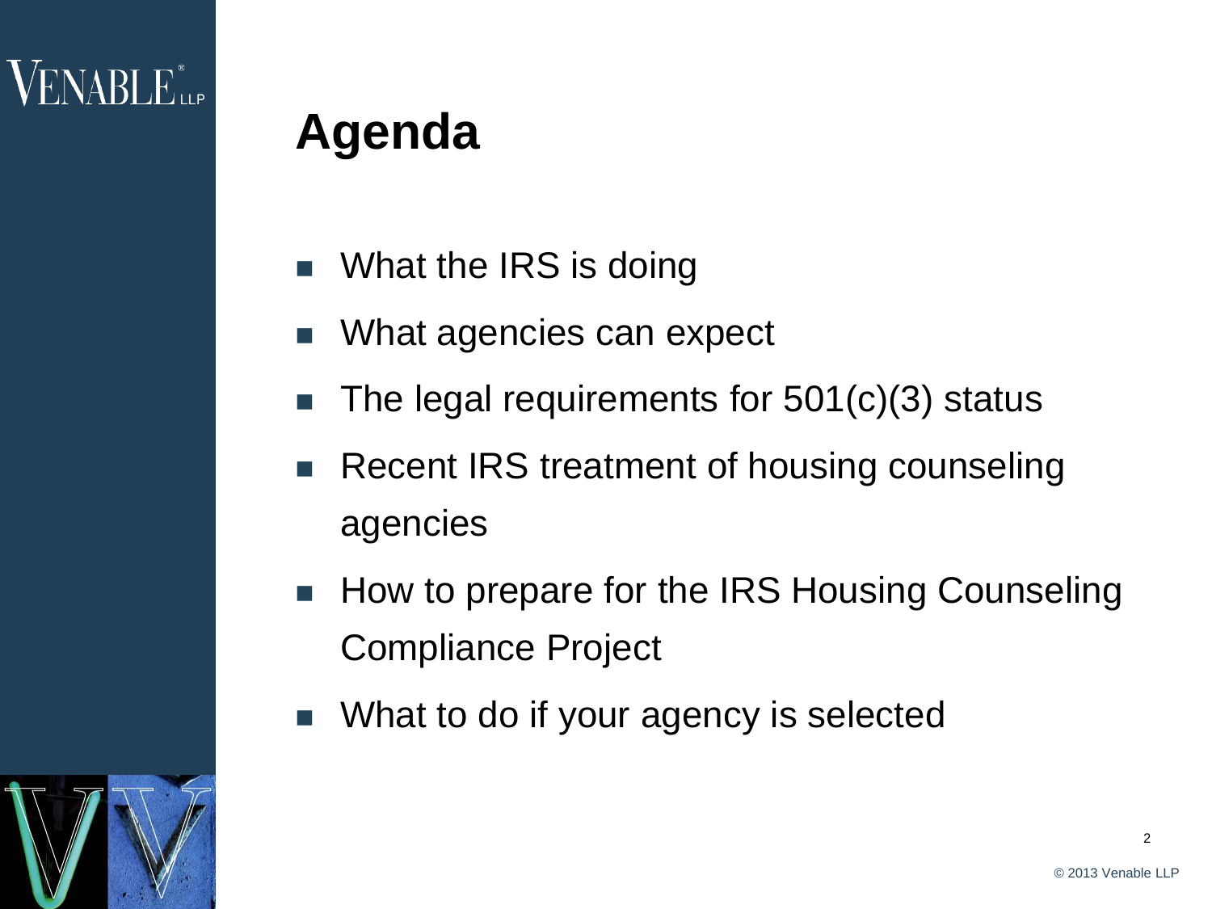# Agenda

- What the IRS is doing
- What agencies can expect
- The legal requirements for 501(c)(3) status
- Recent IRS treatment of housing counseling agencies
- How to prepare for the IRS Housing Counseling Compliance Project
- What to do if your agency is selected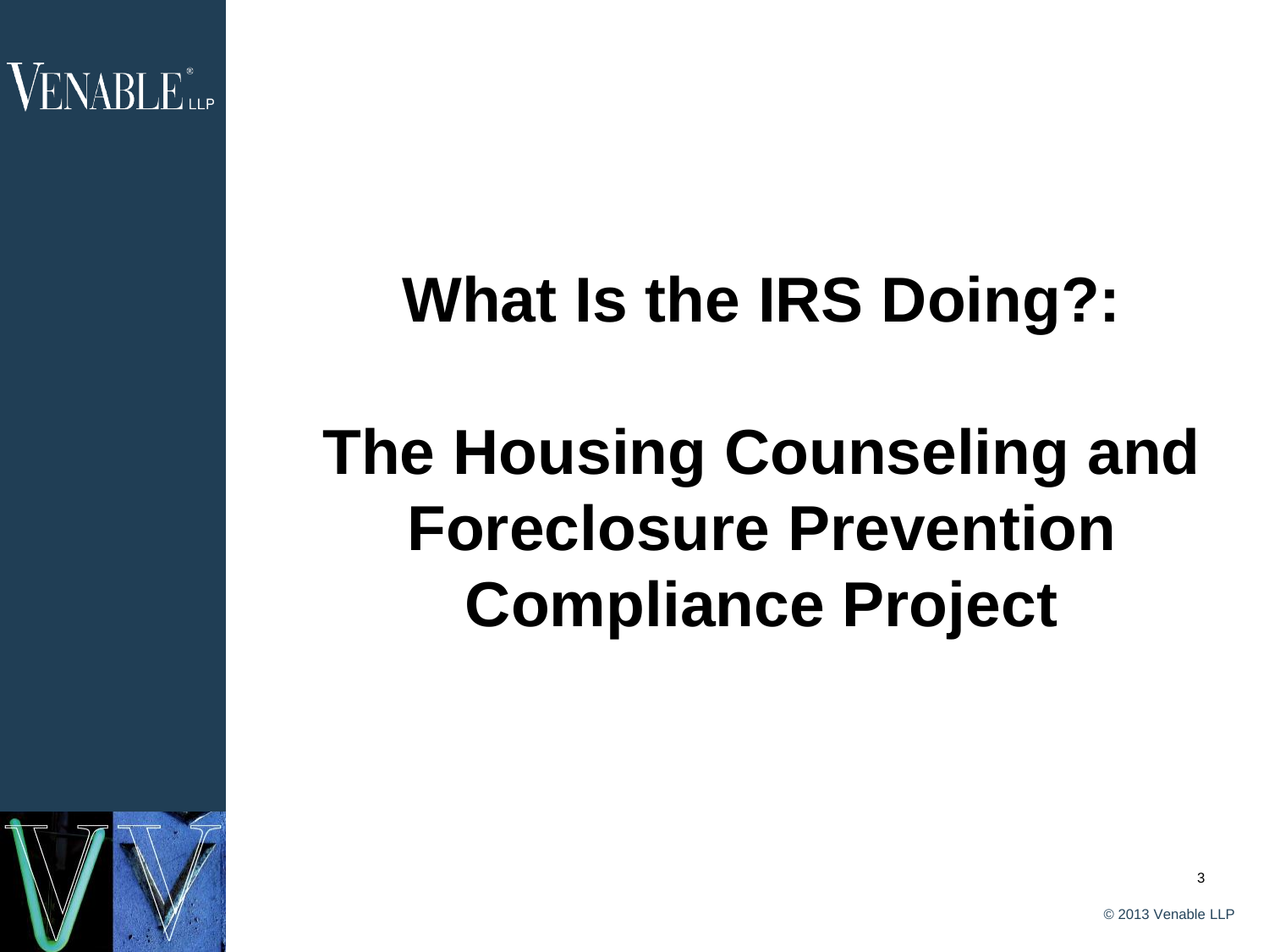# What Is the IRS Doing?:

# The Housing Counseling and Foreclosure Prevention Compliance Project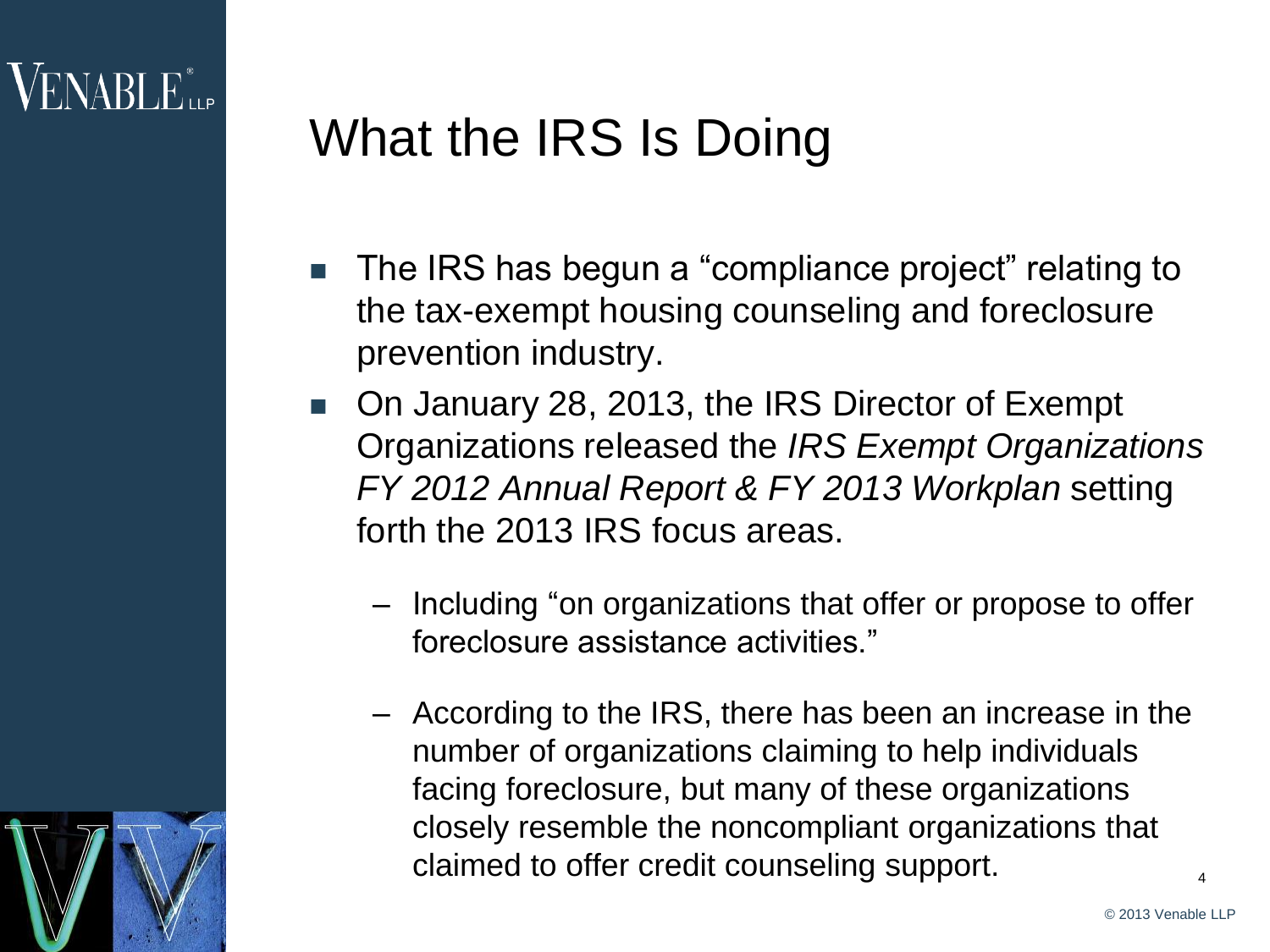# What the IRS Is Doing

- The IRS has begun a "compliance project" relating to the tax-exempt housing counseling and foreclosure prevention industry.
- On January 28, 2013, the IRS Director of Exempt Organizations released the *IRS Exempt Organizations FY 2012 Annual Report & FY 2013 Workplan* setting forth the 2013 IRS focus areas.
  - Including "on organizations that offer or propose to offer foreclosure assistance activities."
  - According to the IRS, there has been an increase in the number of organizations claiming to help individuals facing foreclosure, but many of these organizations closely resemble the noncompliant organizations that claimed to offer credit counseling support.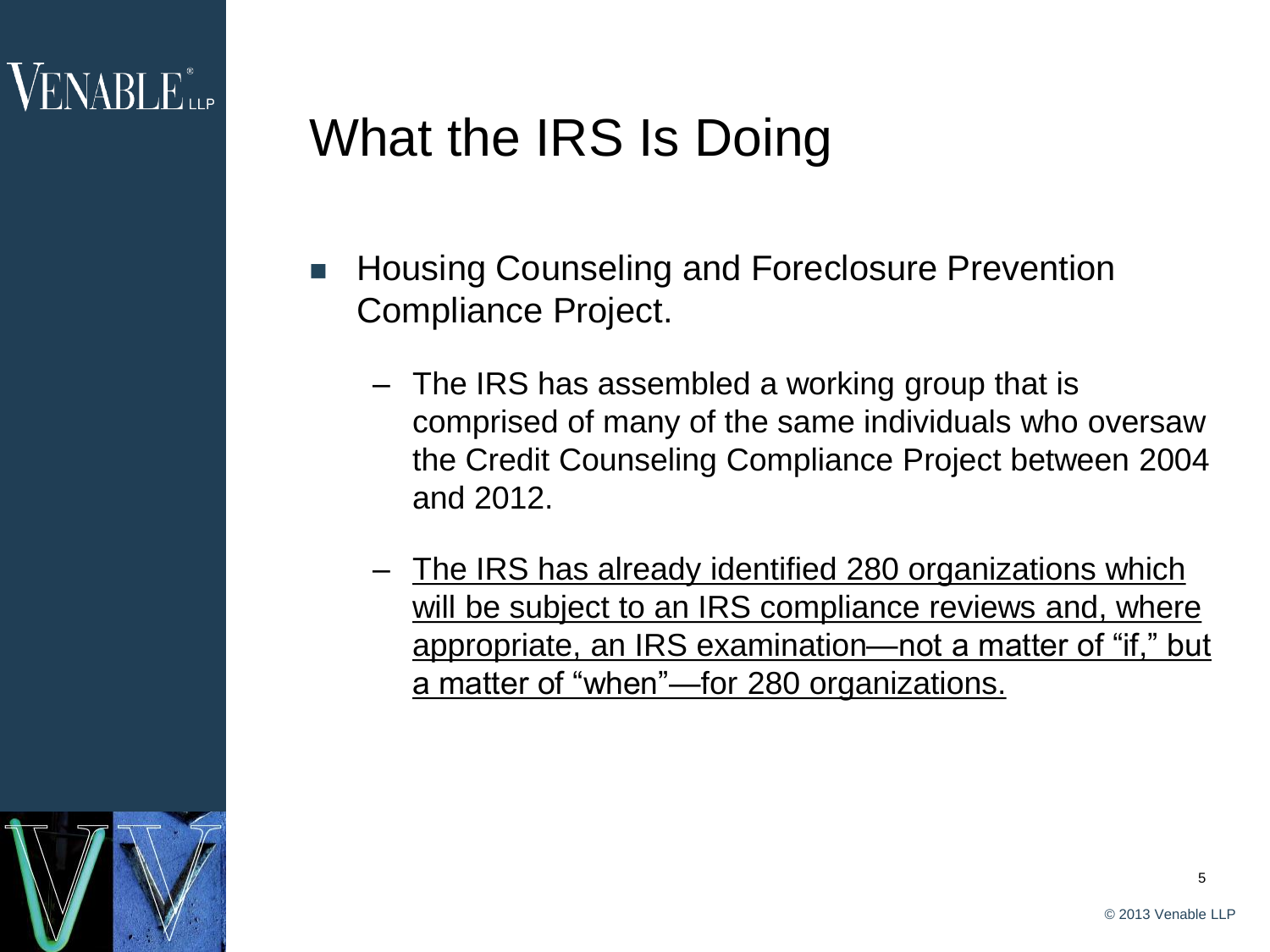# What the IRS Is Doing

- Housing Counseling and Foreclosure Prevention Compliance Project.
  - The IRS has assembled a working group that is comprised of many of the same individuals who oversaw the Credit Counseling Compliance Project between 2004 and 2012.
  - <u>The IRS has already identified 280 organizations which will be subject to an IRS compliance reviews and, where appropriate, an IRS examination—not a matter of "if," but a matter of "when"—for 280 organizations.</u>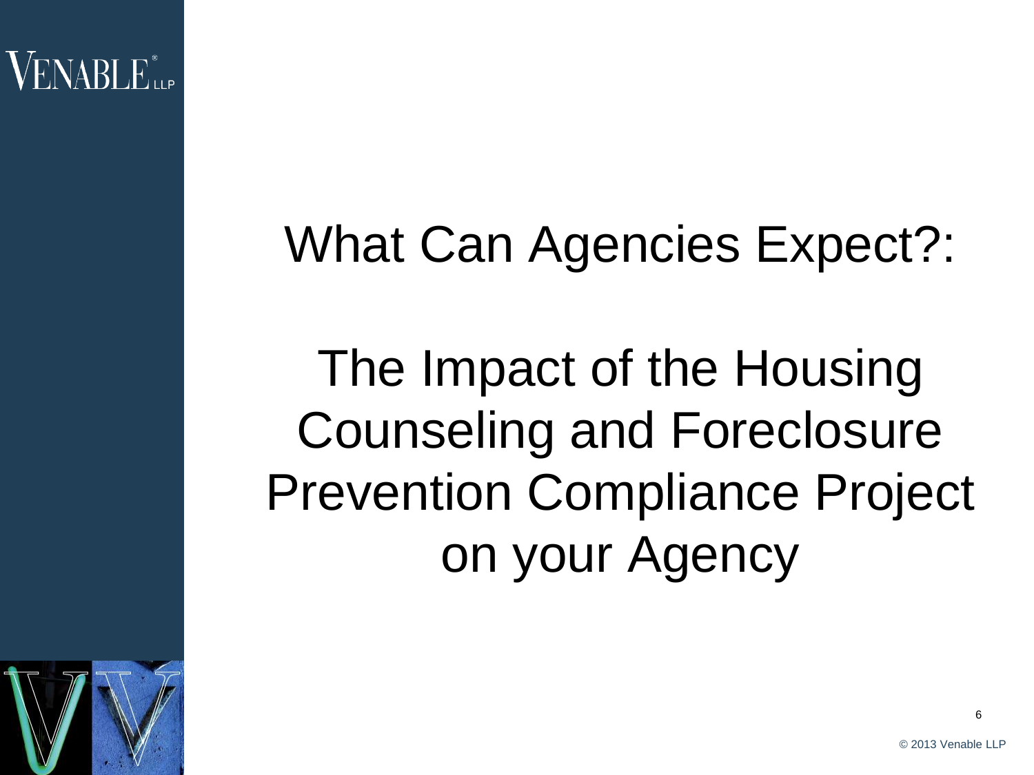# What Can Agencies Expect?:

# The Impact of the Housing Counseling and Foreclosure Prevention Compliance Project on your Agency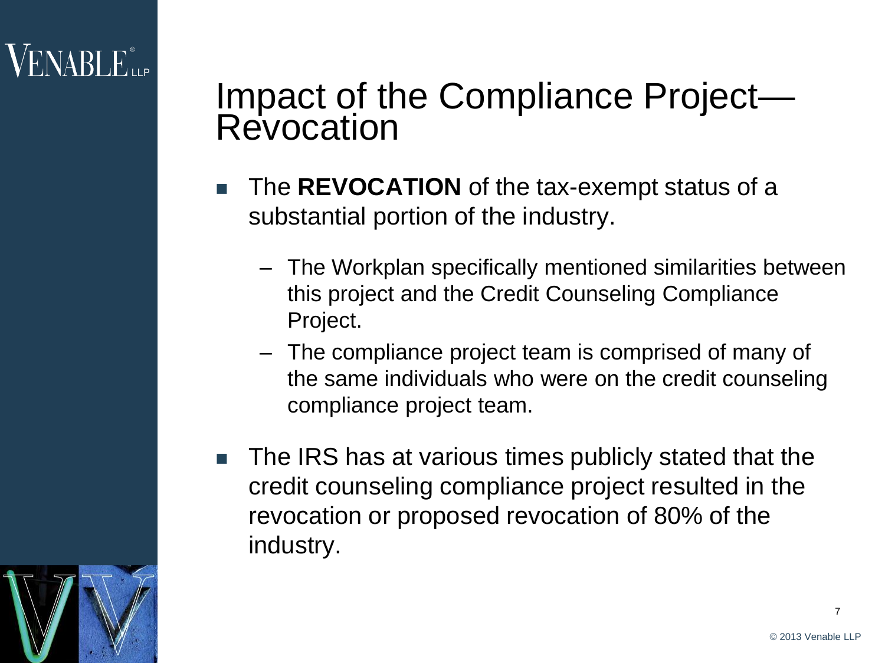# Impact of the Compliance Project—Revocation

- The **REVOCATION** of the tax-exempt status of a substantial portion of the industry.
  - The Workplan specifically mentioned similarities between this project and the Credit Counseling Compliance Project.
  - The compliance project team is comprised of many of the same individuals who were on the credit counseling compliance project team.
- The IRS has at various times publicly stated that the credit counseling compliance project resulted in the revocation or proposed revocation of 80% of the industry.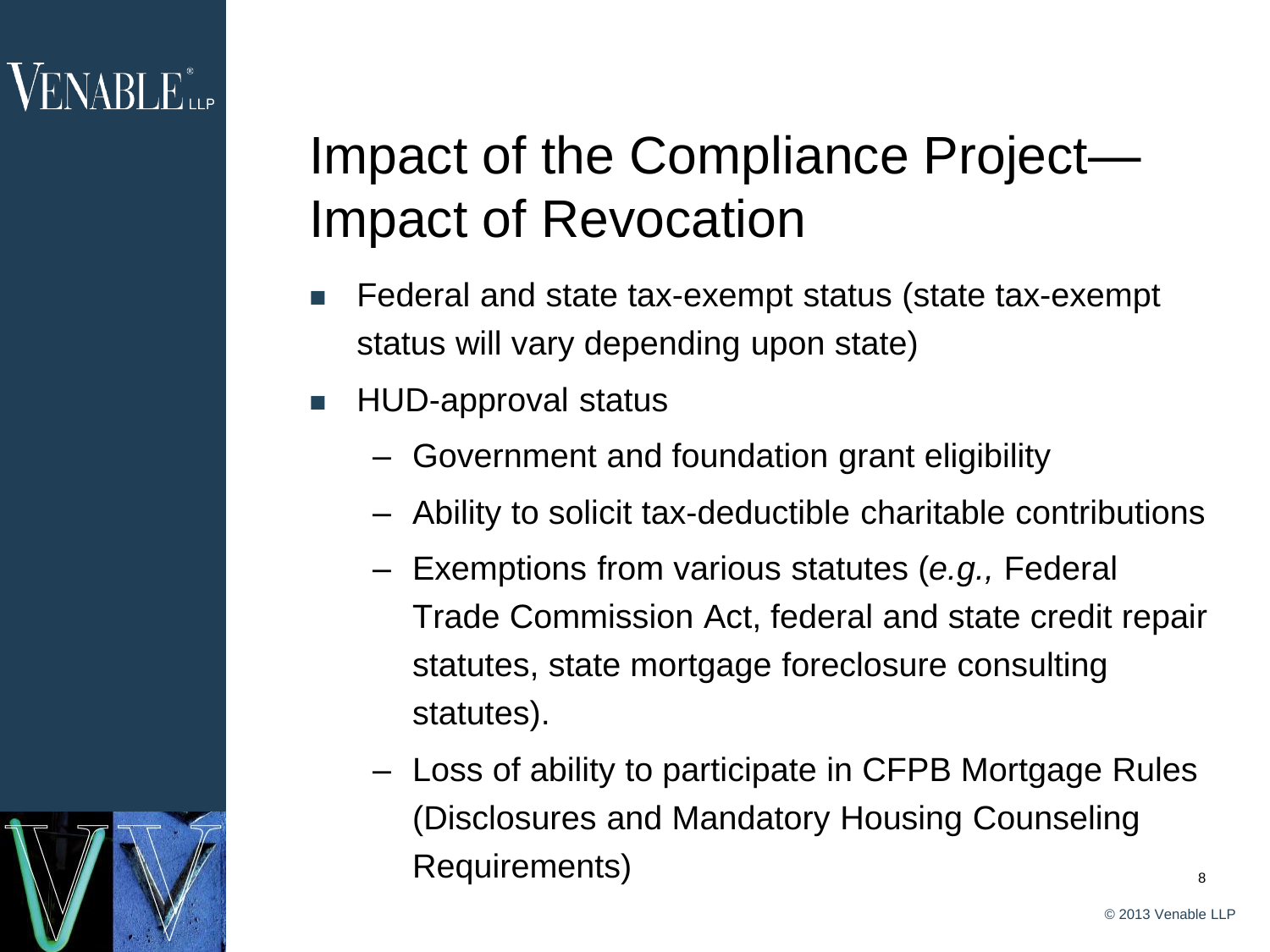# Impact of the Compliance Project—Impact of Revocation

- Federal and state tax-exempt status (state tax-exempt status will vary depending upon state)
- HUD-approval status
  - Government and foundation grant eligibility
  - Ability to solicit tax-deductible charitable contributions
  - Exemptions from various statutes (*e.g.,* Federal Trade Commission Act, federal and state credit repair statutes, state mortgage foreclosure consulting statutes).
  - Loss of ability to participate in CFPB Mortgage Rules (Disclosures and Mandatory Housing Counseling Requirements)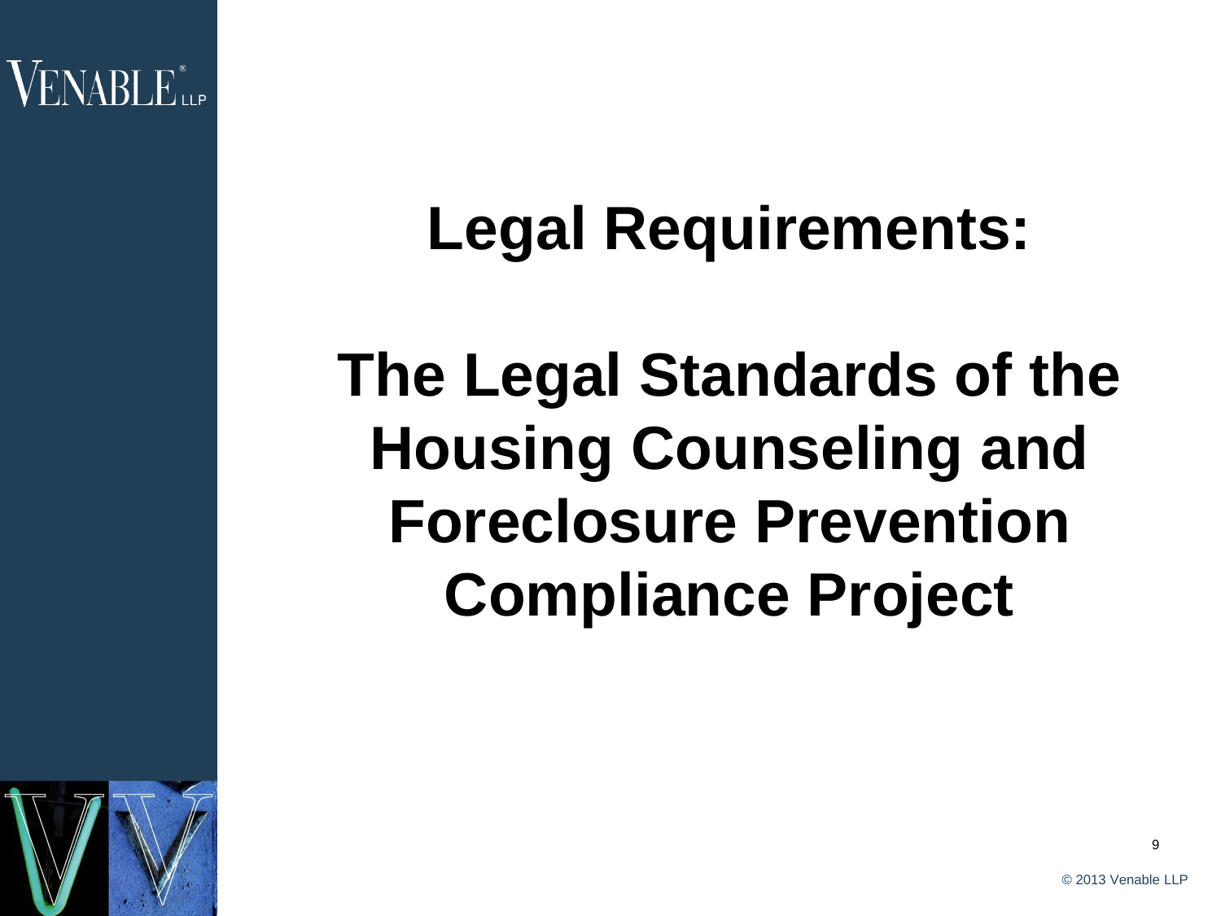# Legal Requirements:

# The Legal Standards of the Housing Counseling and Foreclosure Prevention Compliance Project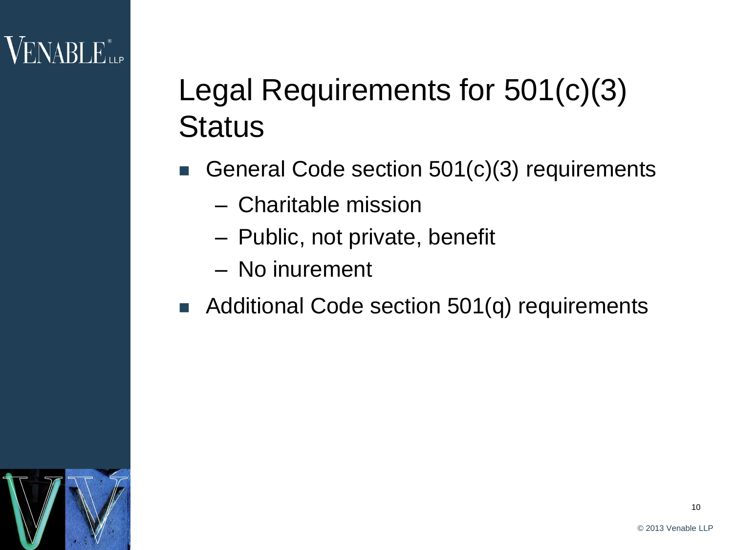# Legal Requirements for 501(c)(3) Status

- General Code section 501(c)(3) requirements
  - Charitable mission
  - Public, not private, benefit
  - No inurement
- Additional Code section 501(q) requirements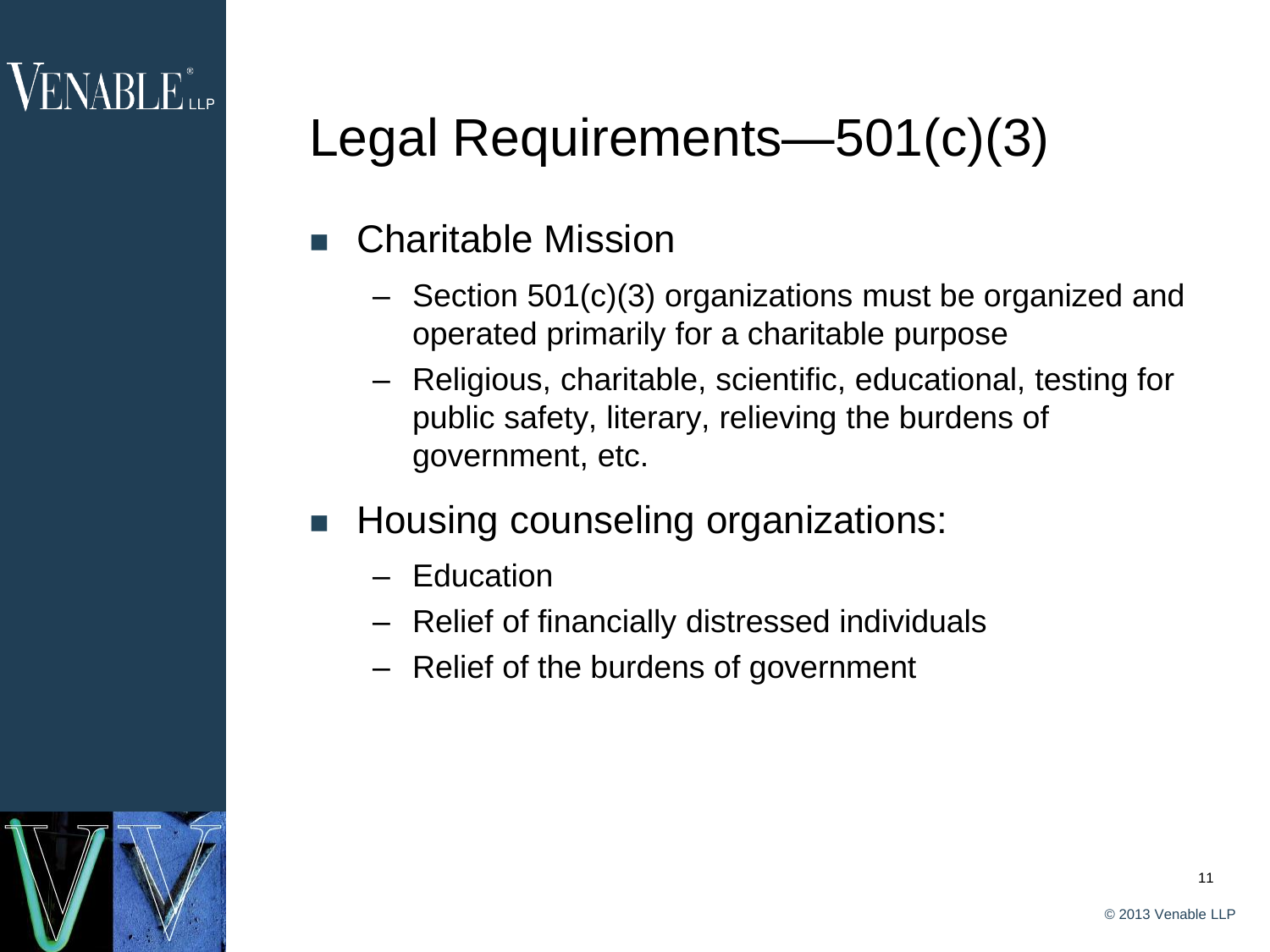# Legal Requirements—501(c)(3)

- Charitable Mission
  - Section 501(c)(3) organizations must be organized and operated primarily for a charitable purpose
  - Religious, charitable, scientific, educational, testing for public safety, literary, relieving the burdens of government, etc.
- Housing counseling organizations:
  - Education
  - Relief of financially distressed individuals
  - Relief of the burdens of government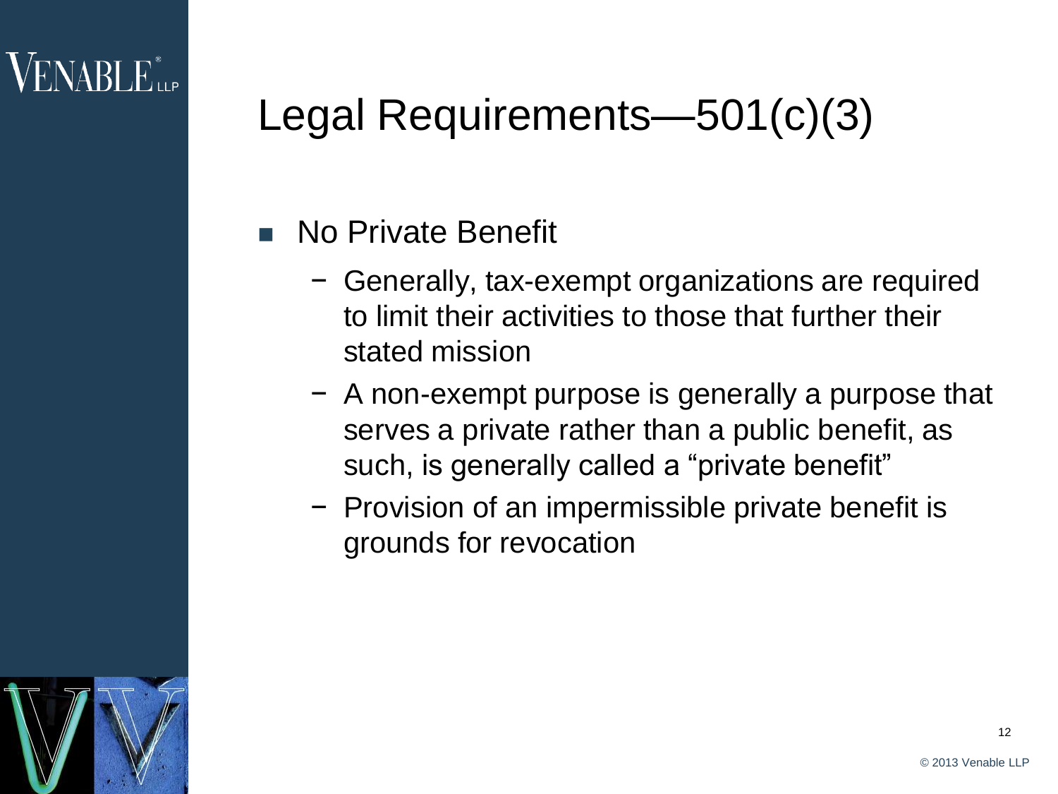# Legal Requirements—501(c)(3)

- No Private Benefit
  - Generally, tax-exempt organizations are required to limit their activities to those that further their stated mission
  - A non-exempt purpose is generally a purpose that serves a private rather than a public benefit, as such, is generally called a "private benefit"
  - Provision of an impermissible private benefit is grounds for revocation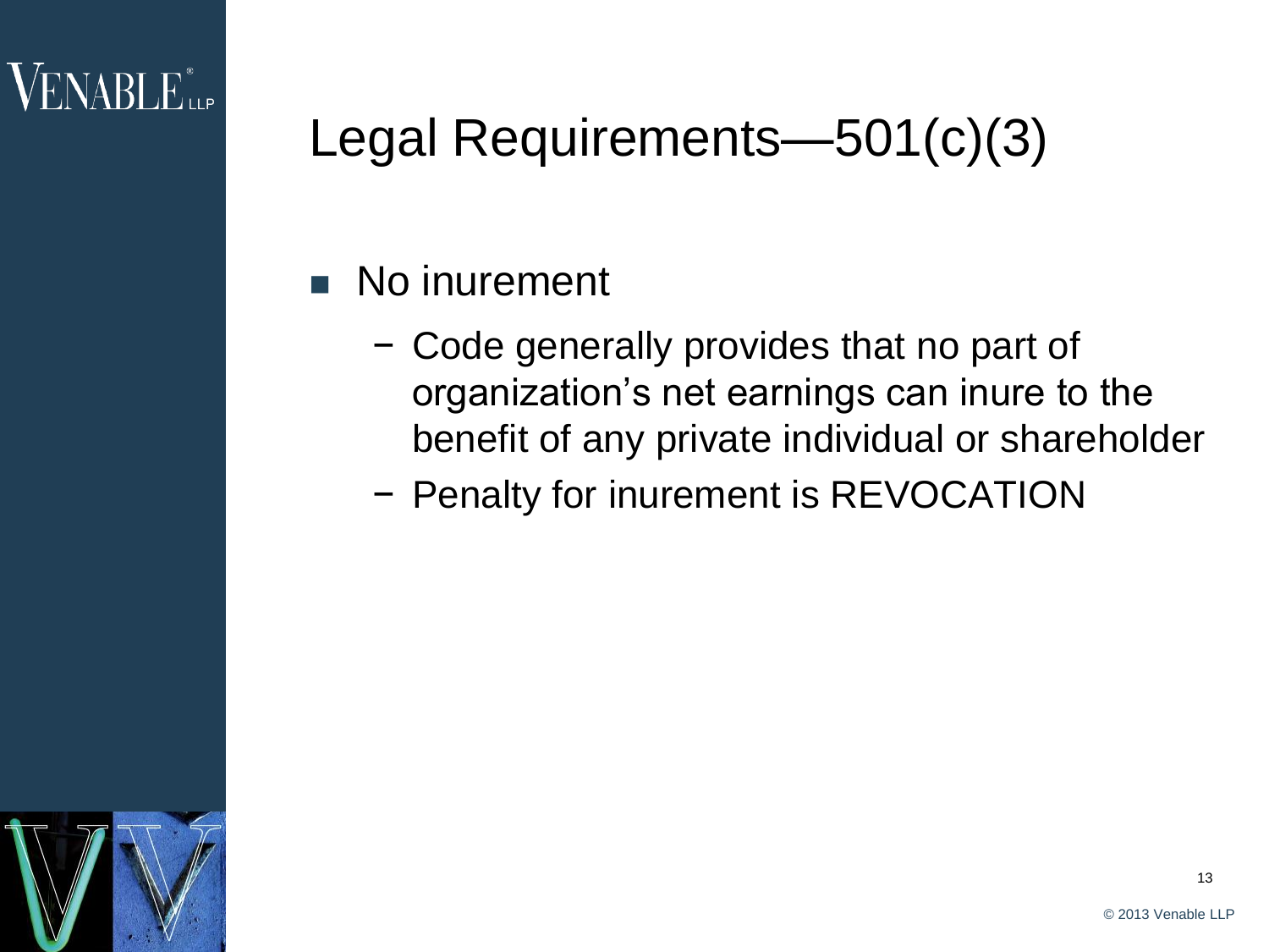# Legal Requirements—501(c)(3)

- No inurement
  - Code generally provides that no part of organization's net earnings can inure to the benefit of any private individual or shareholder
  - Penalty for inurement is REVOCATION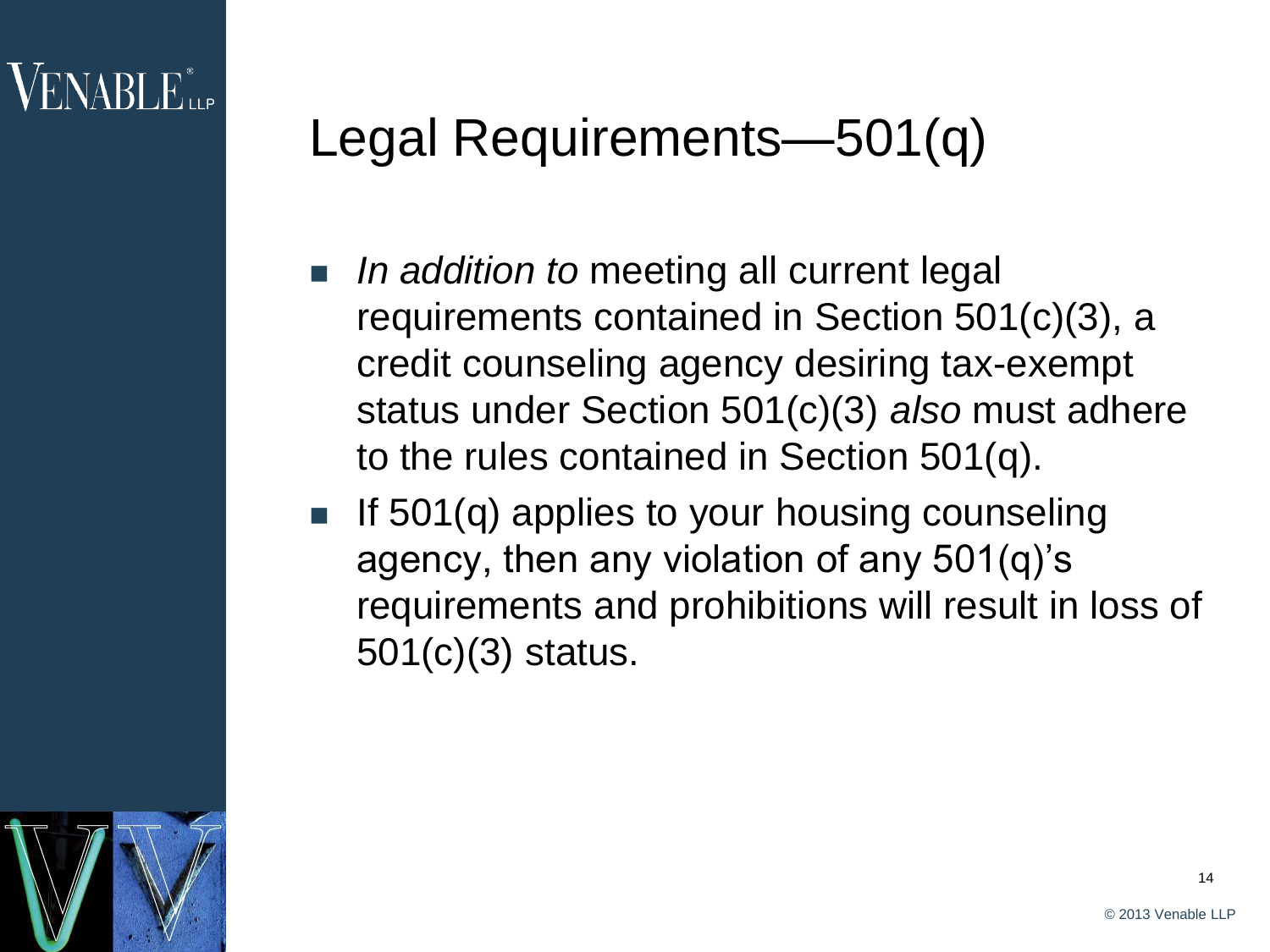# Legal Requirements—501(q)

- *In addition to* meeting all current legal requirements contained in Section 501(c)(3), a credit counseling agency desiring tax-exempt status under Section 501(c)(3) *also* must adhere to the rules contained in Section 501(q).
- If 501(q) applies to your housing counseling agency, then any violation of any 501(q)'s requirements and prohibitions will result in loss of 501(c)(3) status.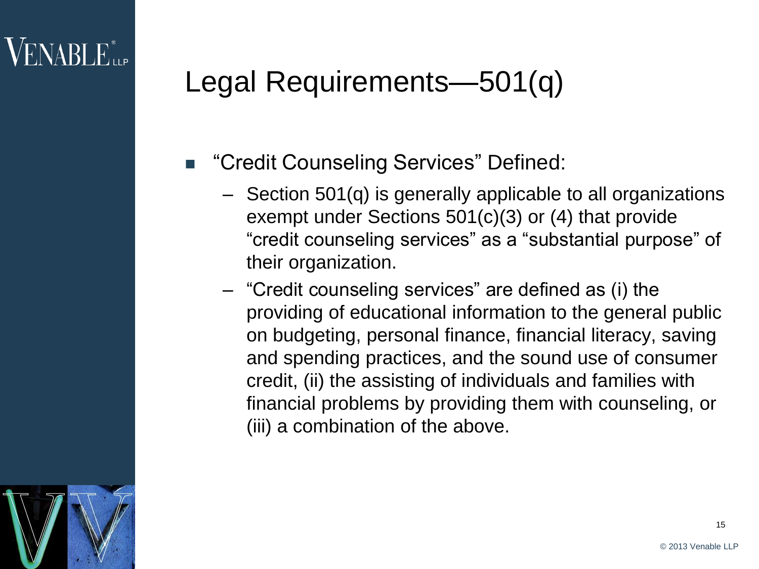# Legal Requirements—501(q)

- "Credit Counseling Services" Defined:
  - Section 501(q) is generally applicable to all organizations exempt under Sections 501(c)(3) or (4) that provide "credit counseling services" as a "substantial purpose" of their organization.
  - "Credit counseling services" are defined as (i) the providing of educational information to the general public on budgeting, personal finance, financial literacy, saving and spending practices, and the sound use of consumer credit, (ii) the assisting of individuals and families with financial problems by providing them with counseling, or (iii) a combination of the above.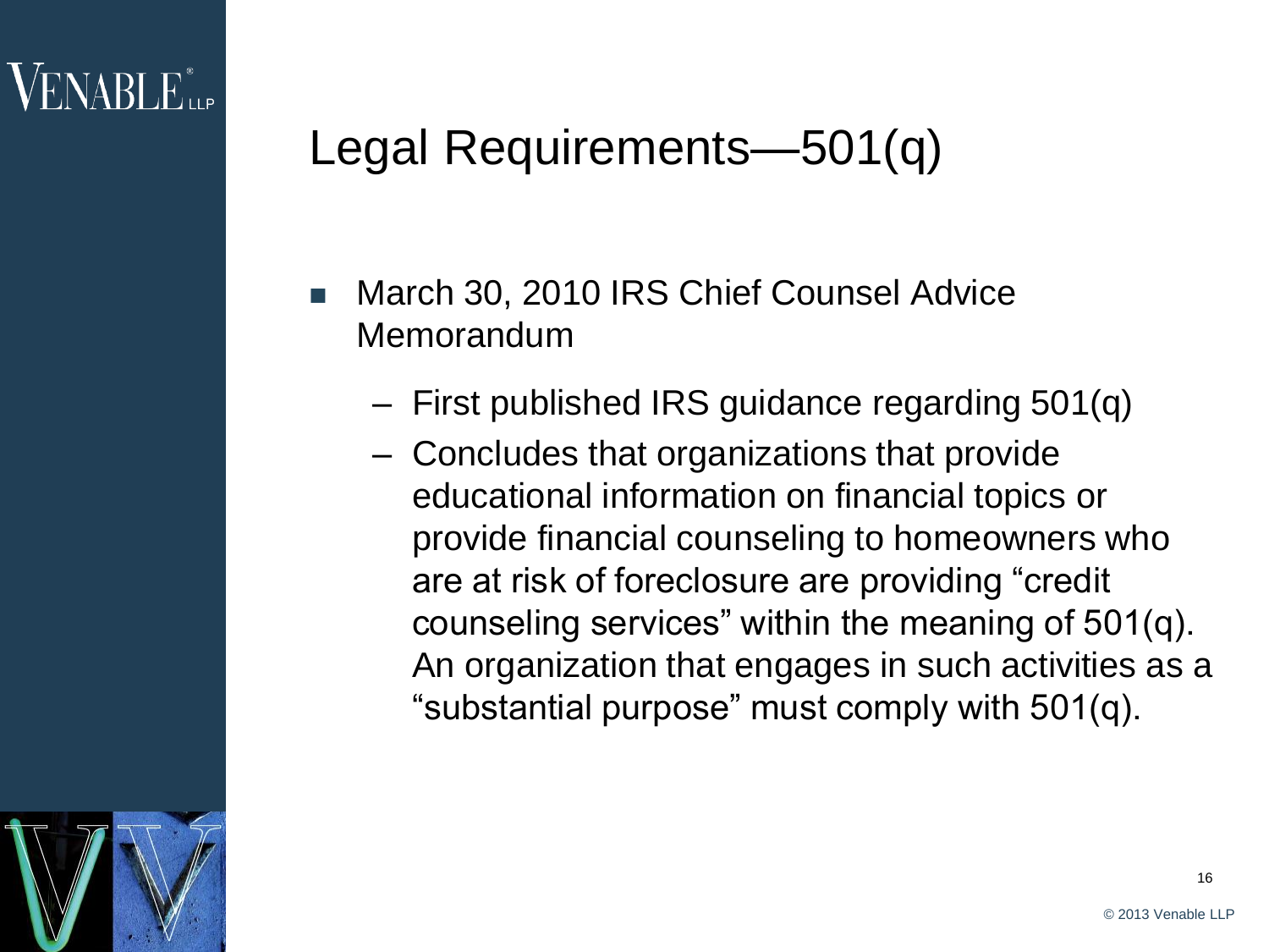# Legal Requirements—501(q)

- March 30, 2010 IRS Chief Counsel Advice Memorandum
  - First published IRS guidance regarding 501(q)
  - Concludes that organizations that provide educational information on financial topics or provide financial counseling to homeowners who are at risk of foreclosure are providing "credit counseling services" within the meaning of 501(q). An organization that engages in such activities as a "substantial purpose" must comply with 501(q).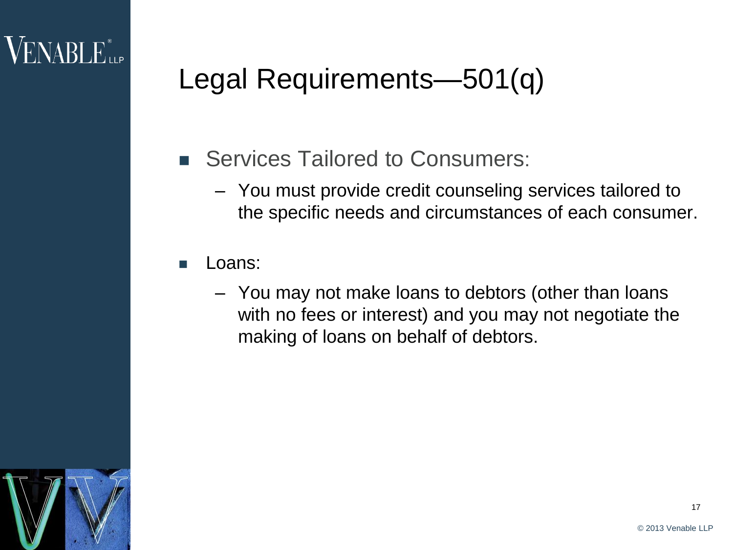# Legal Requirements—501(q)

- Services Tailored to Consumers:
  - You must provide credit counseling services tailored to the specific needs and circumstances of each consumer.
- Loans:
  - You may not make loans to debtors (other than loans with no fees or interest) and you may not negotiate the making of loans on behalf of debtors.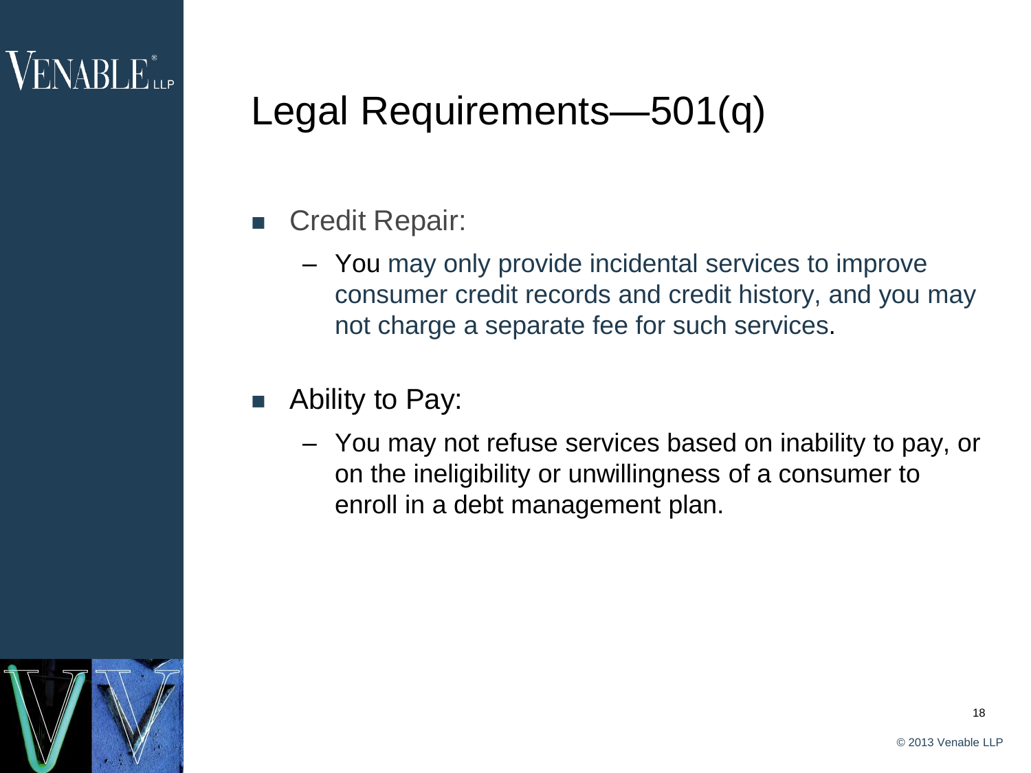# Legal Requirements—501(q)

- Credit Repair:
  - You may only provide incidental services to improve consumer credit records and credit history, and you may not charge a separate fee for such services.
- Ability to Pay:
  - You may not refuse services based on inability to pay, or on the ineligibility or unwillingness of a consumer to enroll in a debt management plan.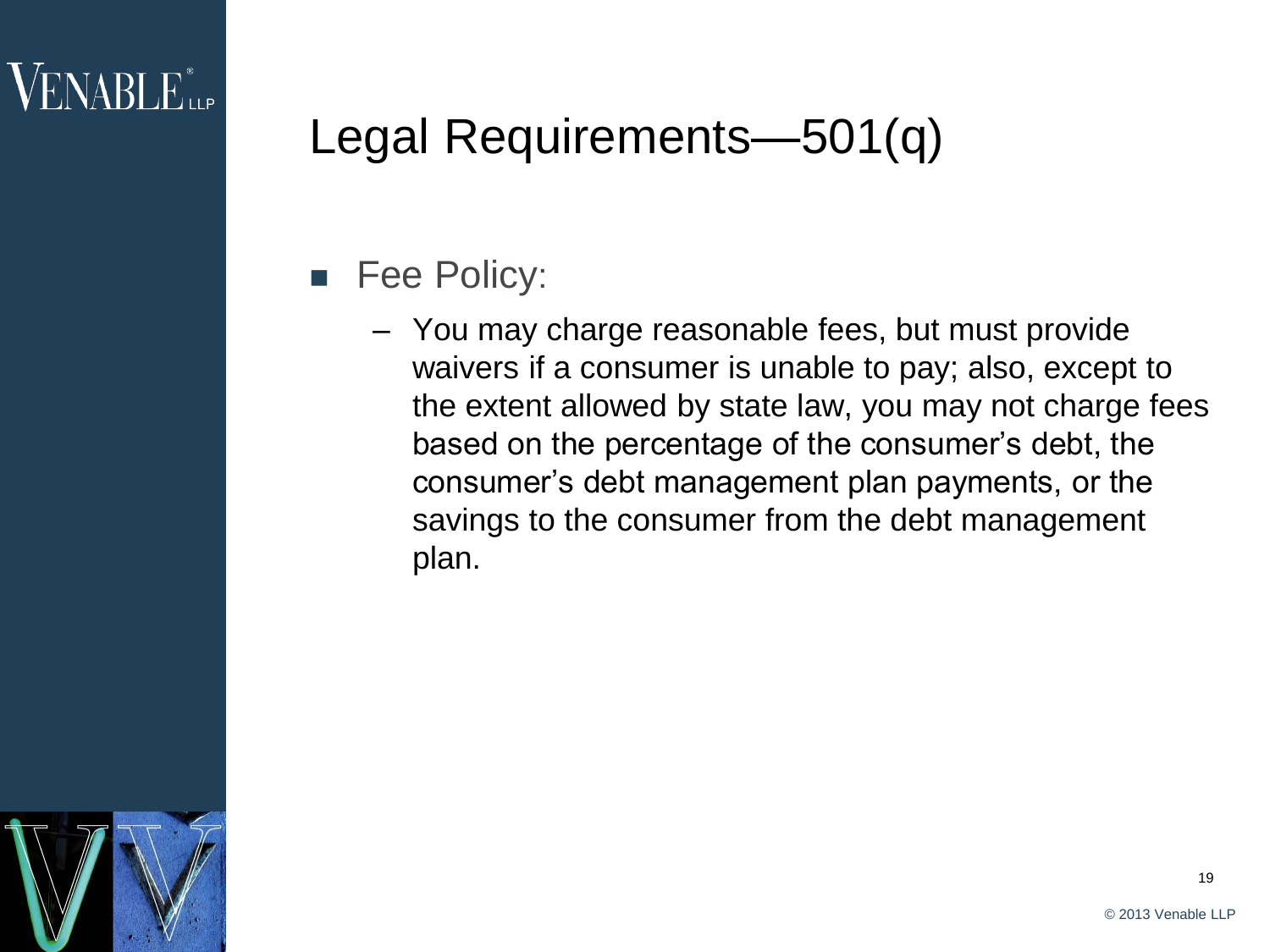# Legal Requirements—501(q)

- Fee Policy:
  - You may charge reasonable fees, but must provide waivers if a consumer is unable to pay; also, except to the extent allowed by state law, you may not charge fees based on the percentage of the consumer's debt, the consumer's debt management plan payments, or the savings to the consumer from the debt management plan.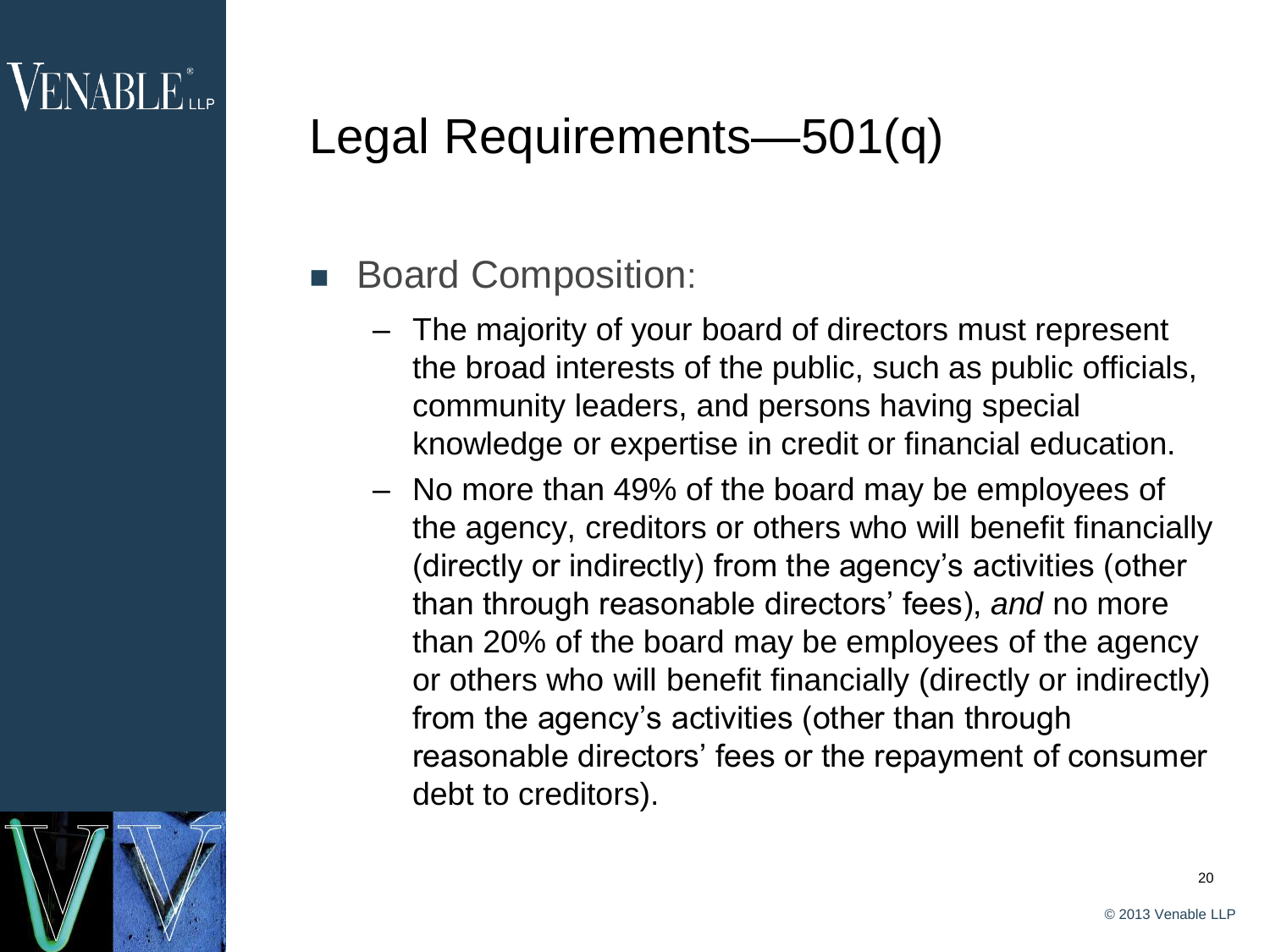# Legal Requirements—501(q)

- Board Composition:
  - The majority of your board of directors must represent the broad interests of the public, such as public officials, community leaders, and persons having special knowledge or expertise in credit or financial education.
  - No more than 49% of the board may be employees of the agency, creditors or others who will benefit financially (directly or indirectly) from the agency's activities (other than through reasonable directors' fees), *and* no more than 20% of the board may be employees of the agency or others who will benefit financially (directly or indirectly) from the agency's activities (other than through reasonable directors' fees or the repayment of consumer debt to creditors).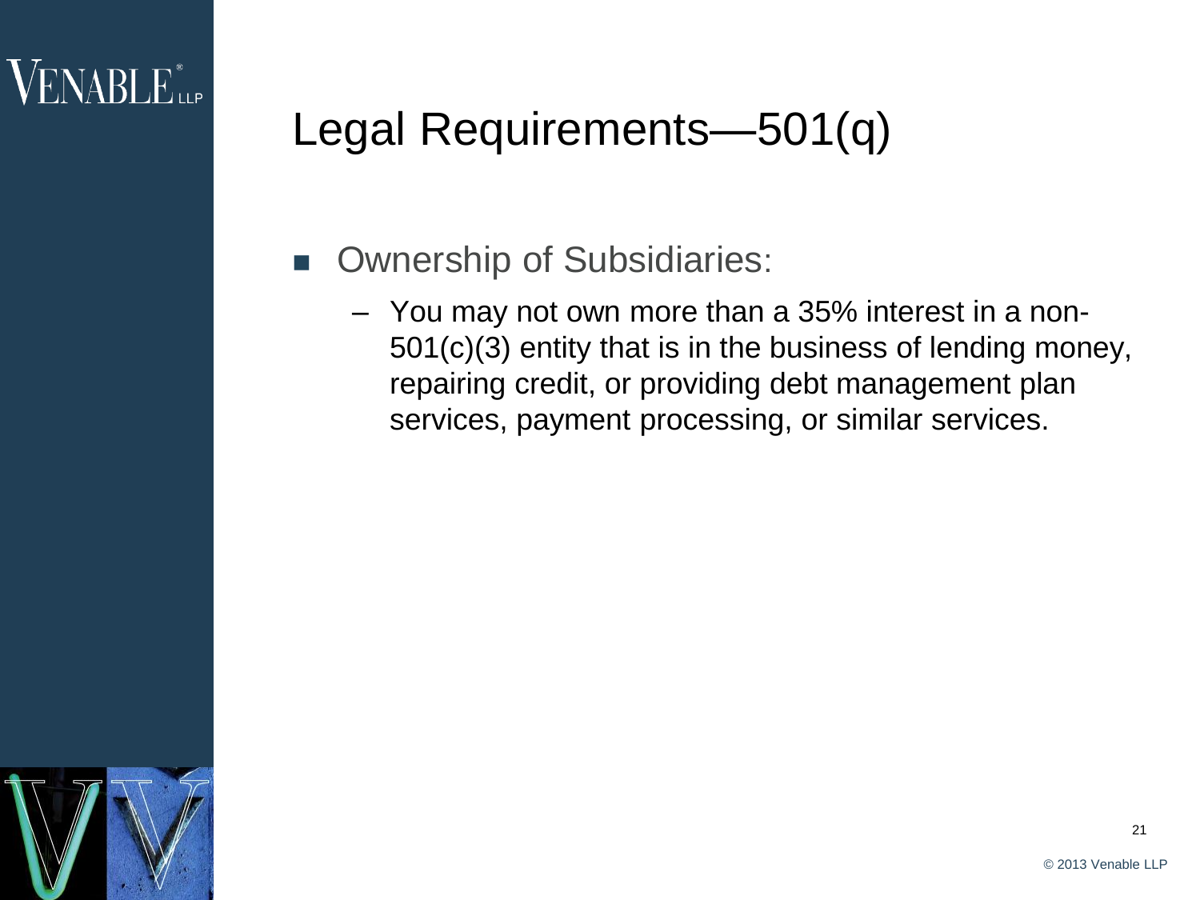# Legal Requirements—501(q)

- Ownership of Subsidiaries:
  - You may not own more than a 35% interest in a non-501(c)(3) entity that is in the business of lending money, repairing credit, or providing debt management plan services, payment processing, or similar services.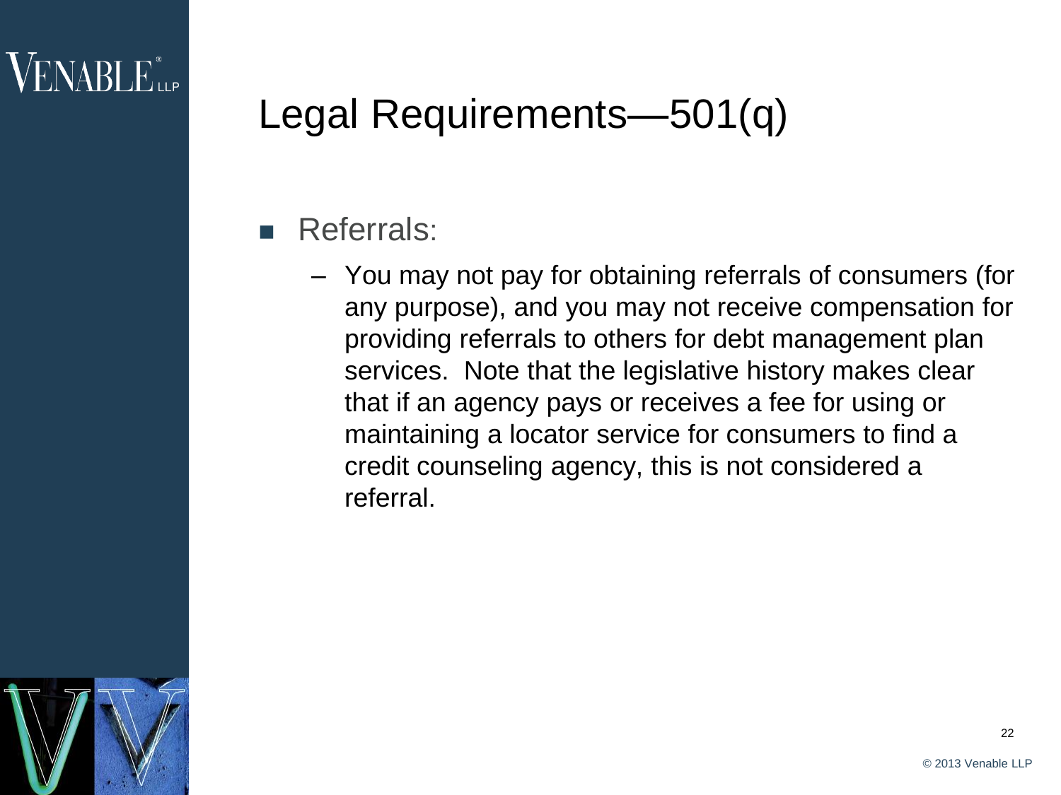# Legal Requirements—501(q)

- Referrals:
  - You may not pay for obtaining referrals of consumers (for any purpose), and you may not receive compensation for providing referrals to others for debt management plan services. Note that the legislative history makes clear that if an agency pays or receives a fee for using or maintaining a locator service for consumers to find a credit counseling agency, this is not considered a referral.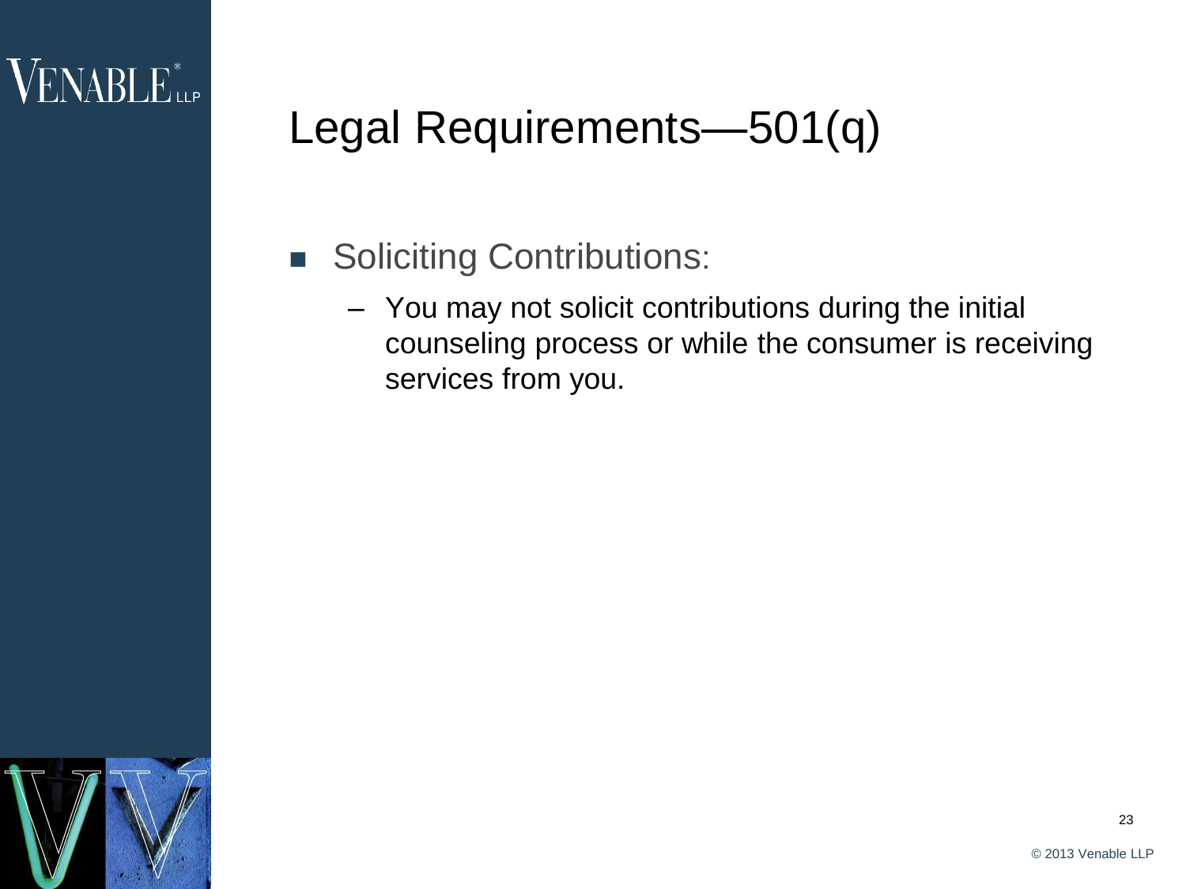# Legal Requirements—501(q)

- Soliciting Contributions:
  - You may not solicit contributions during the initial counseling process or while the consumer is receiving services from you.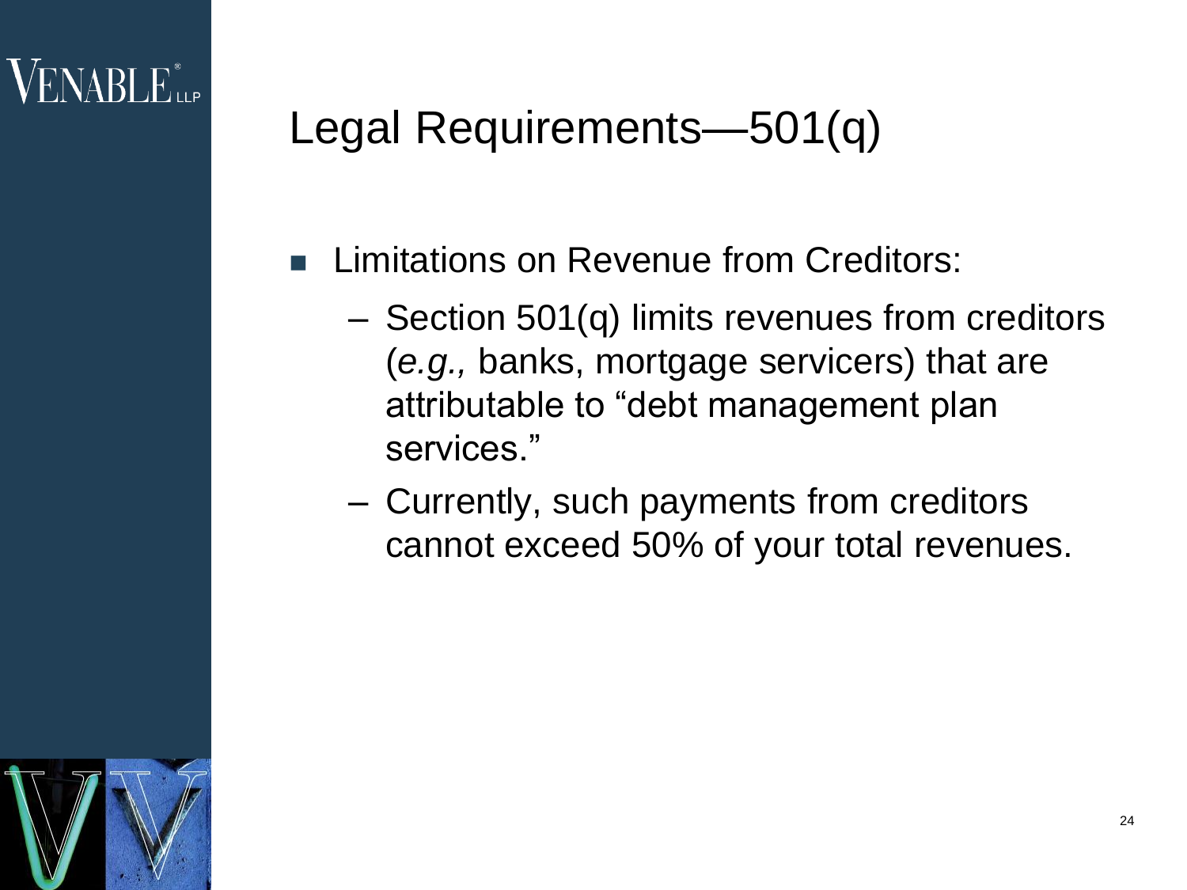# Legal Requirements—501(q)

- Limitations on Revenue from Creditors:
  - Section 501(q) limits revenues from creditors (*e.g.,* banks, mortgage servicers) that are attributable to "debt management plan services."
  - Currently, such payments from creditors cannot exceed 50% of your total revenues.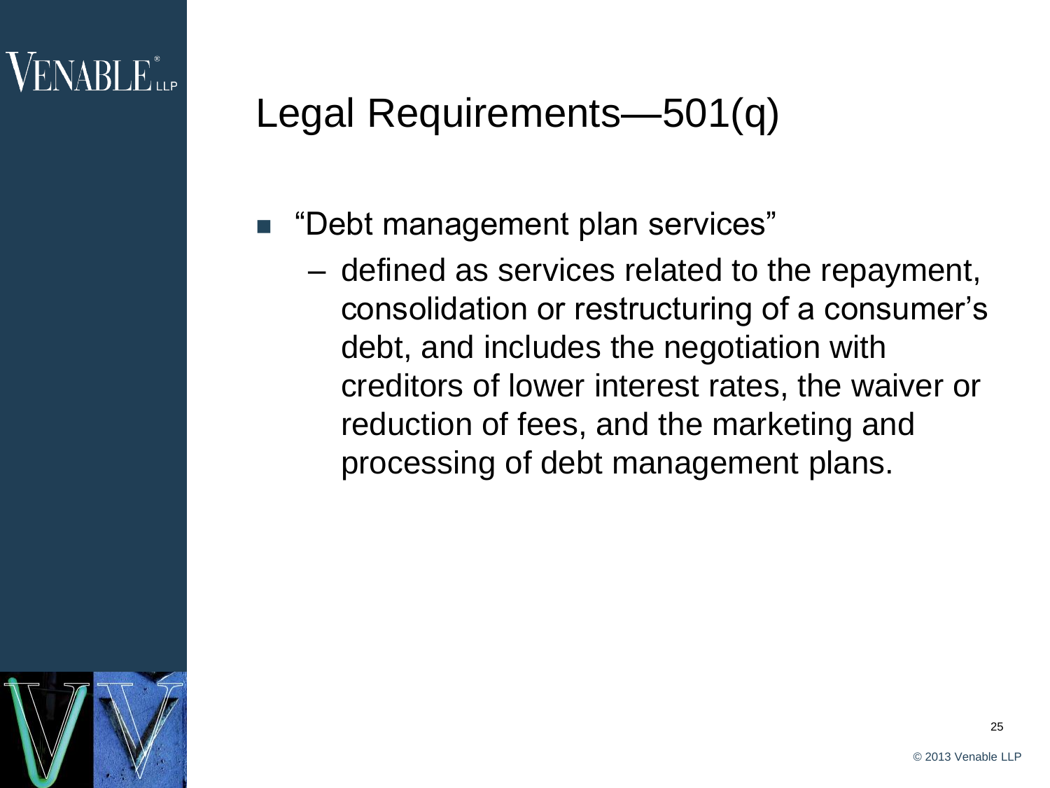# Legal Requirements—501(q)

- "Debt management plan services"
  - defined as services related to the repayment, consolidation or restructuring of a consumer's debt, and includes the negotiation with creditors of lower interest rates, the waiver or reduction of fees, and the marketing and processing of debt management plans.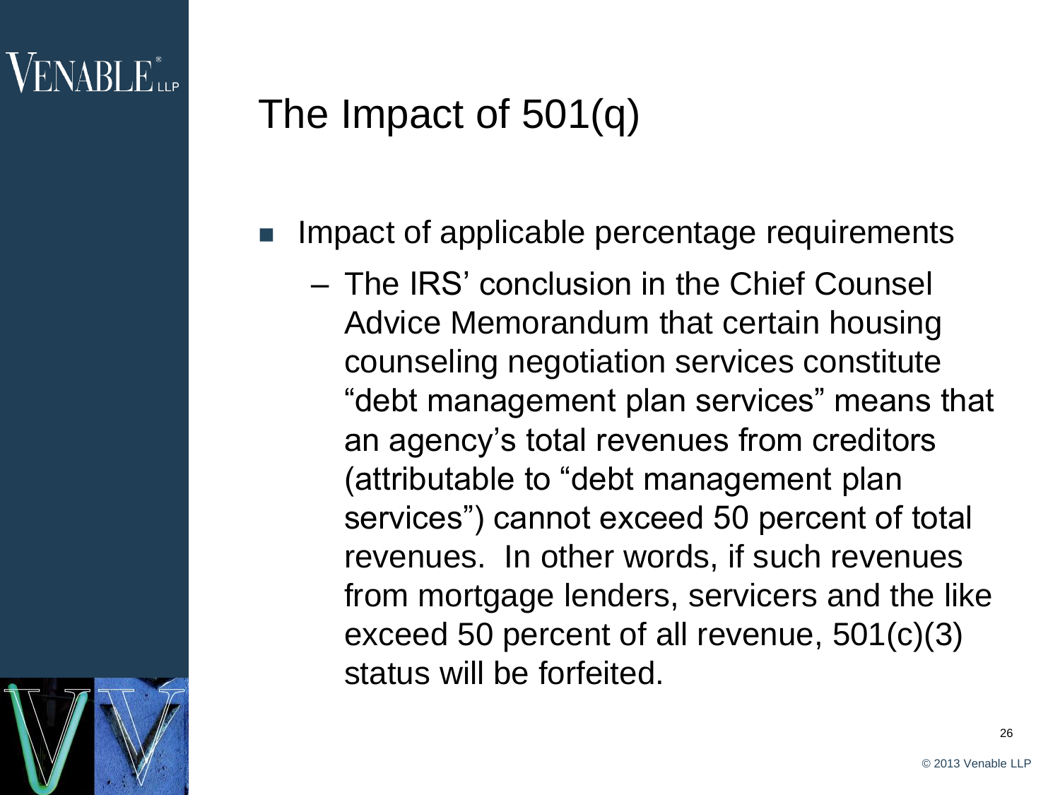# The Impact of 501(q)

- Impact of applicable percentage requirements
  - The IRS' conclusion in the Chief Counsel Advice Memorandum that certain housing counseling negotiation services constitute "debt management plan services" means that an agency's total revenues from creditors (attributable to "debt management plan services") cannot exceed 50 percent of total revenues. In other words, if such revenues from mortgage lenders, servicers and the like exceed 50 percent of all revenue, 501(c)(3) status will be forfeited.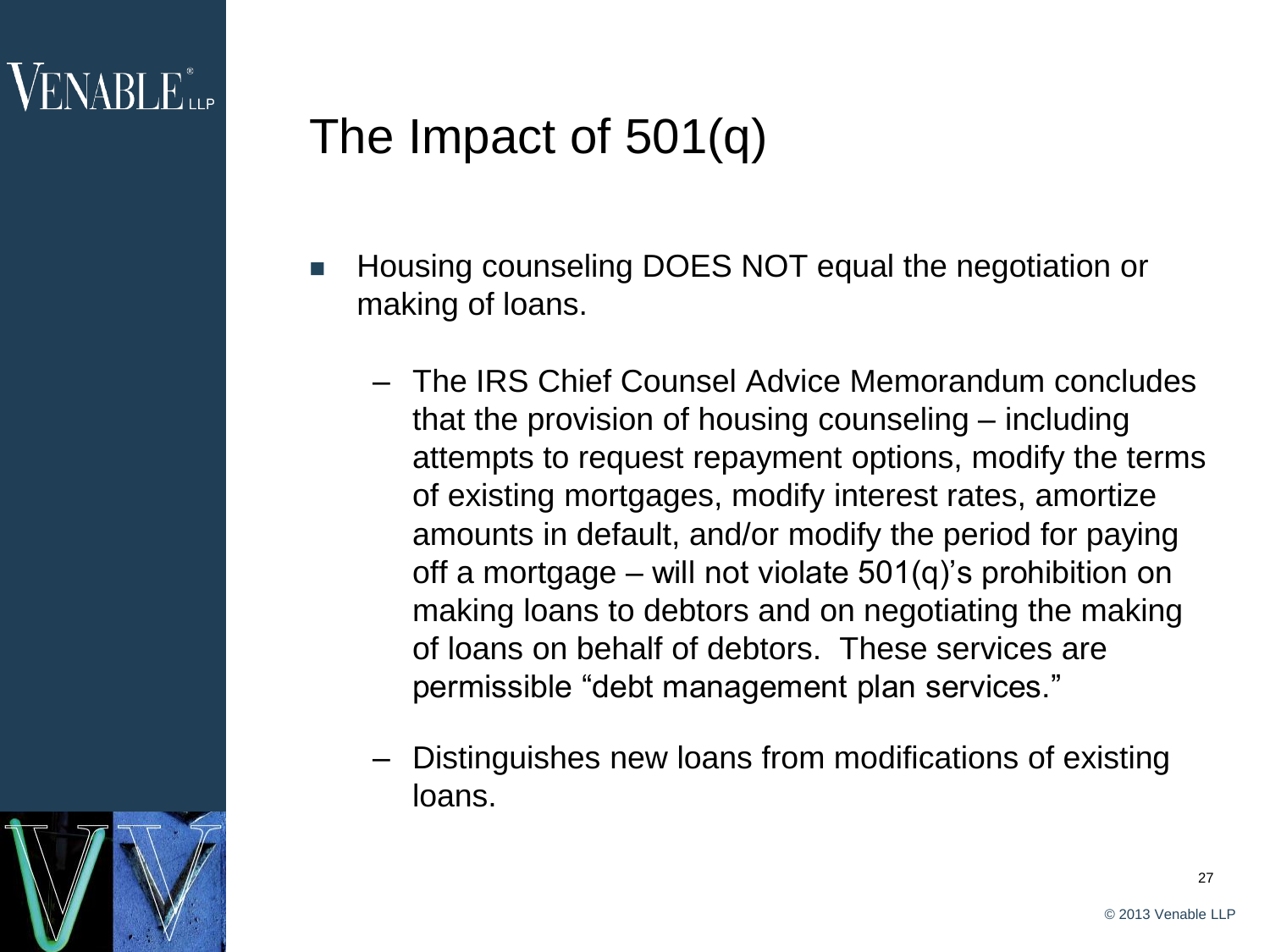# The Impact of 501(q)

- Housing counseling DOES NOT equal the negotiation or making of loans.
  - The IRS Chief Counsel Advice Memorandum concludes that the provision of housing counseling – including attempts to request repayment options, modify the terms of existing mortgages, modify interest rates, amortize amounts in default, and/or modify the period for paying off a mortgage – will not violate 501(q)'s prohibition on making loans to debtors and on negotiating the making of loans on behalf of debtors. These services are permissible "debt management plan services."
  - Distinguishes new loans from modifications of existing loans.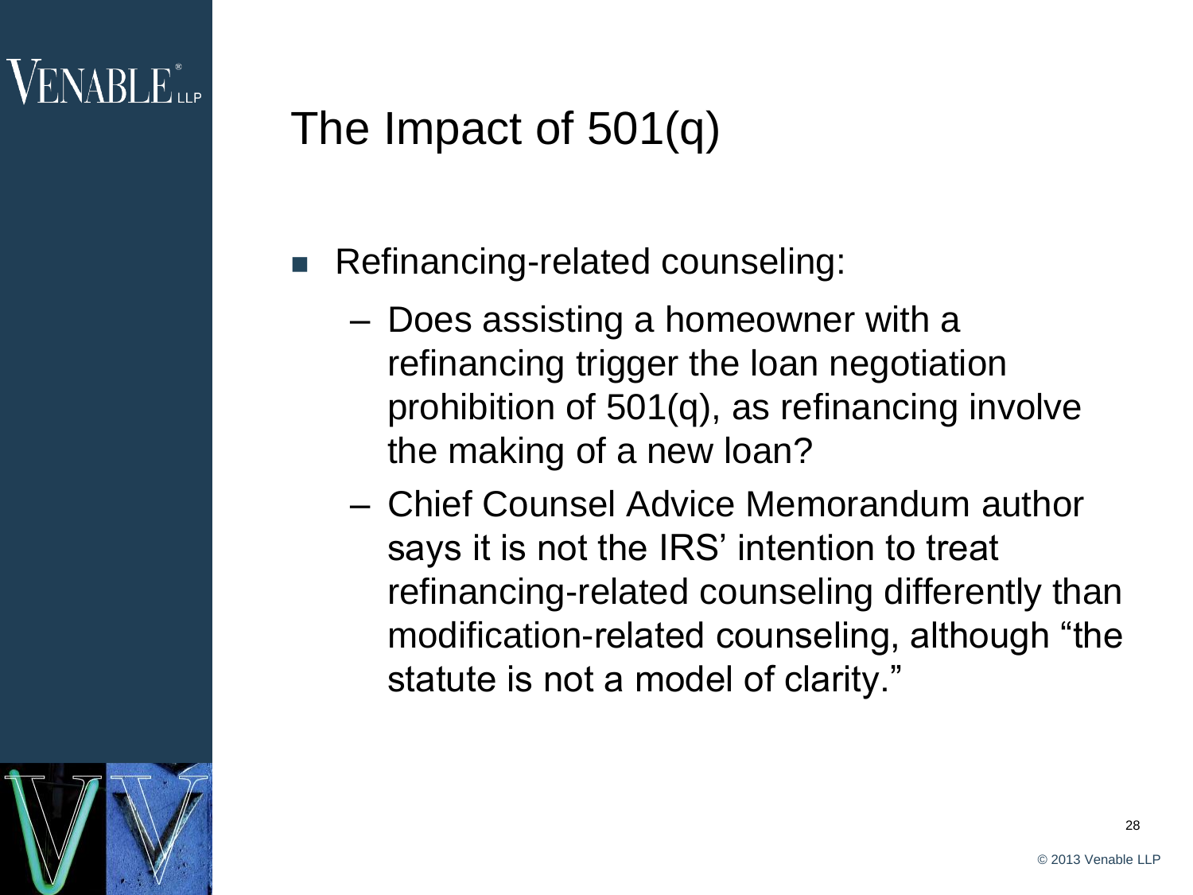# The Impact of 501(q)

- Refinancing-related counseling:
  - Does assisting a homeowner with a refinancing trigger the loan negotiation prohibition of 501(q), as refinancing involve the making of a new loan?
  - Chief Counsel Advice Memorandum author says it is not the IRS' intention to treat refinancing-related counseling differently than modification-related counseling, although "the statute is not a model of clarity."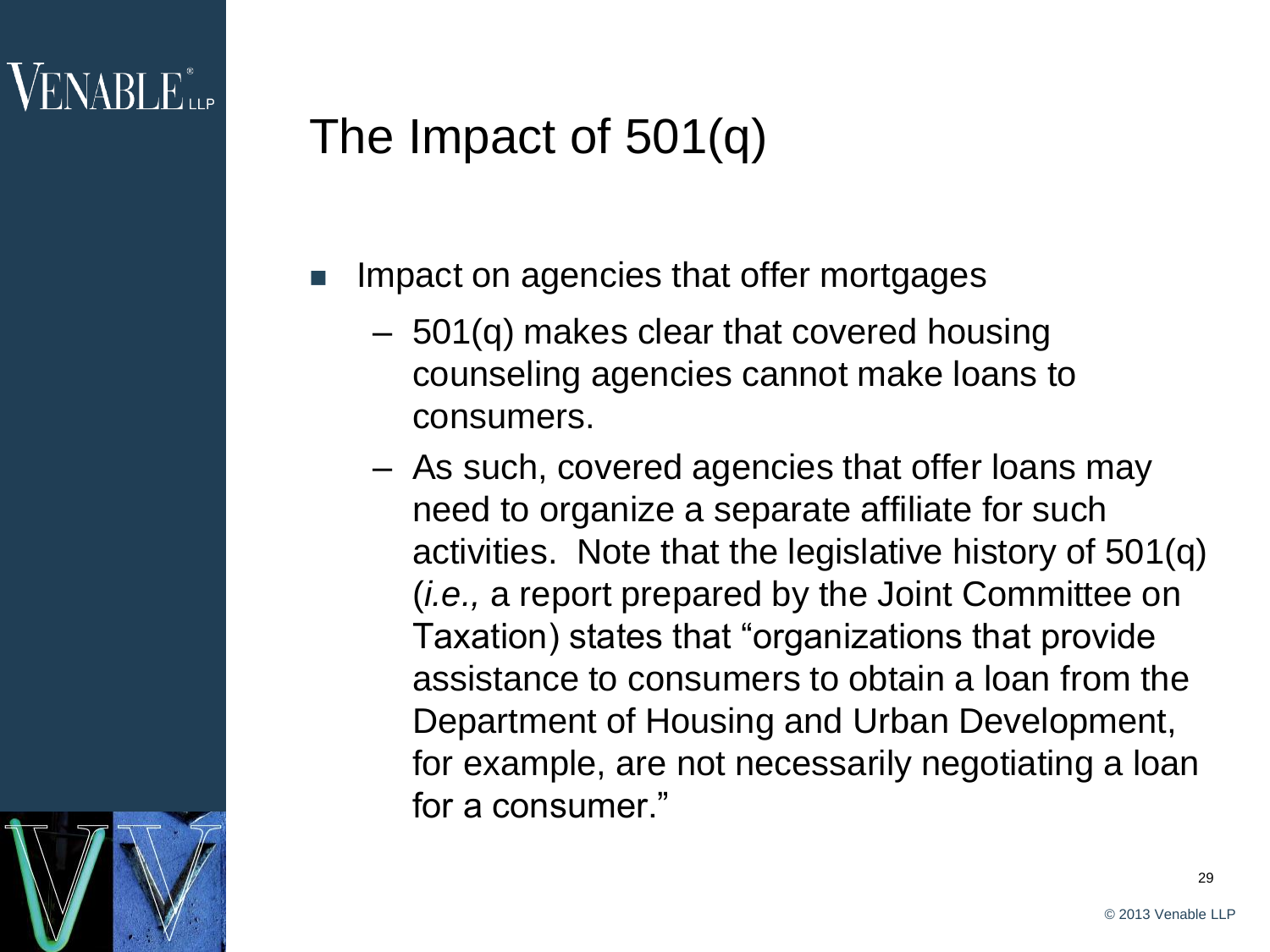# The Impact of 501(q)

- Impact on agencies that offer mortgages
  - 501(q) makes clear that covered housing counseling agencies cannot make loans to consumers.
  - As such, covered agencies that offer loans may need to organize a separate affiliate for such activities. Note that the legislative history of 501(q) (*i.e.,* a report prepared by the Joint Committee on Taxation) states that "organizations that provide assistance to consumers to obtain a loan from the Department of Housing and Urban Development, for example, are not necessarily negotiating a loan for a consumer."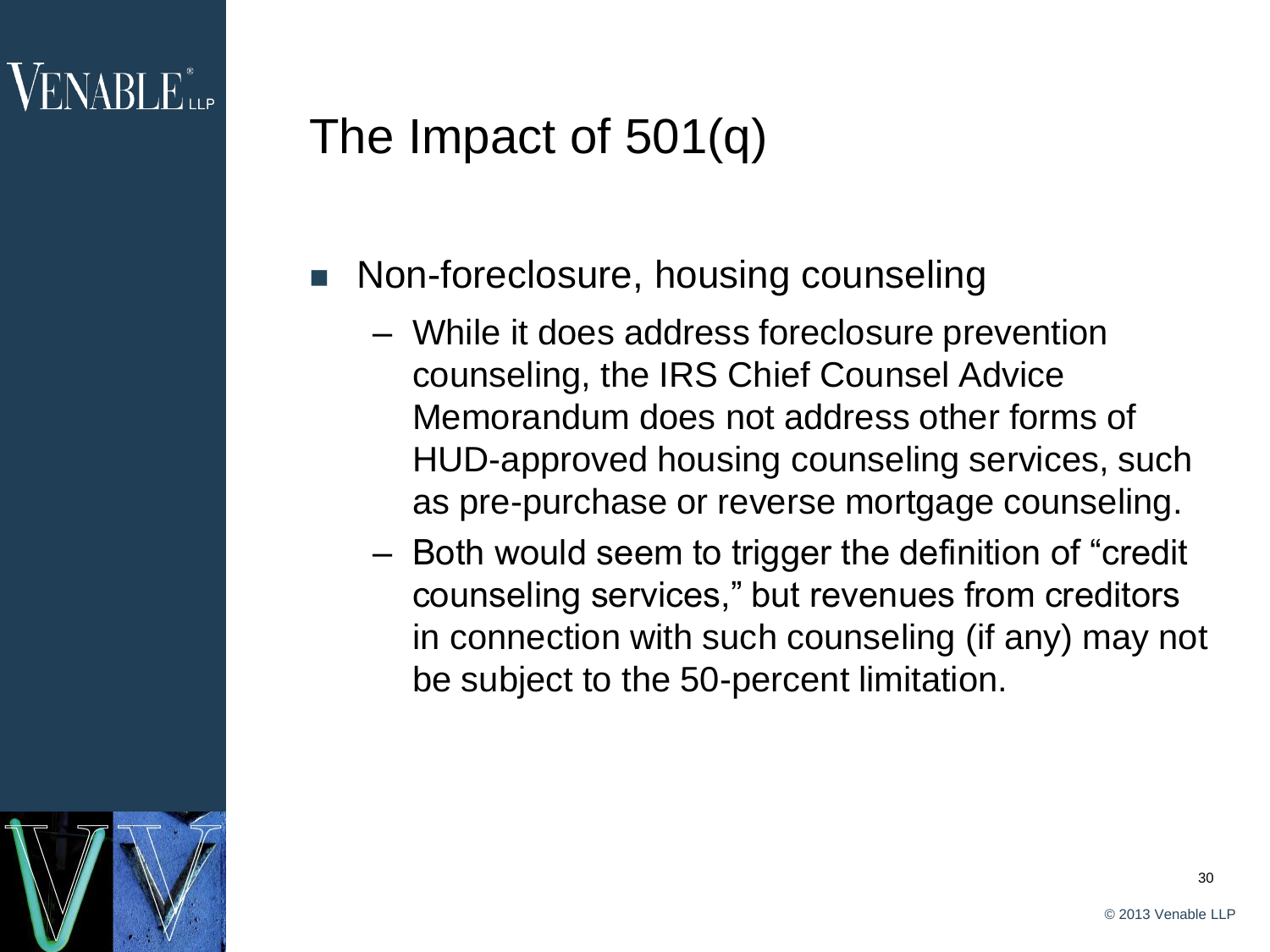# The Impact of 501(q)

- Non-foreclosure, housing counseling
  - While it does address foreclosure prevention counseling, the IRS Chief Counsel Advice Memorandum does not address other forms of HUD-approved housing counseling services, such as pre-purchase or reverse mortgage counseling.
  - Both would seem to trigger the definition of "credit counseling services," but revenues from creditors in connection with such counseling (if any) may not be subject to the 50-percent limitation.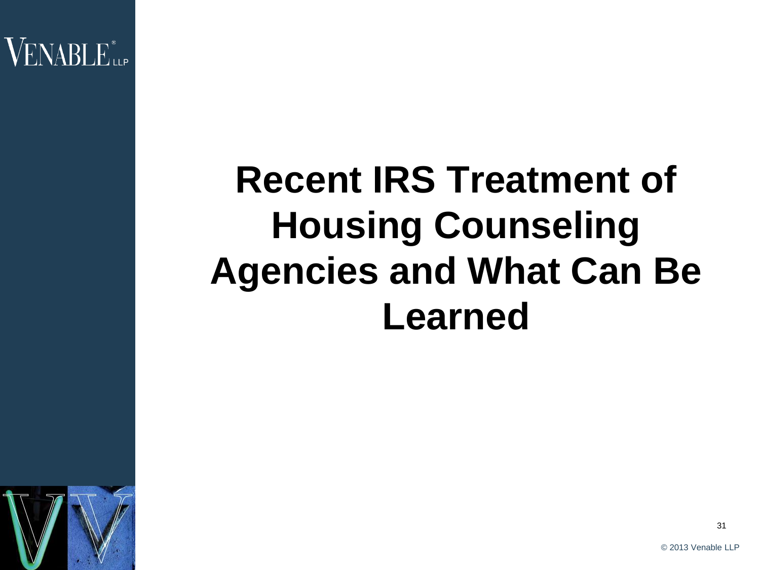# Recent IRS Treatment of Housing Counseling Agencies and What Can Be Learned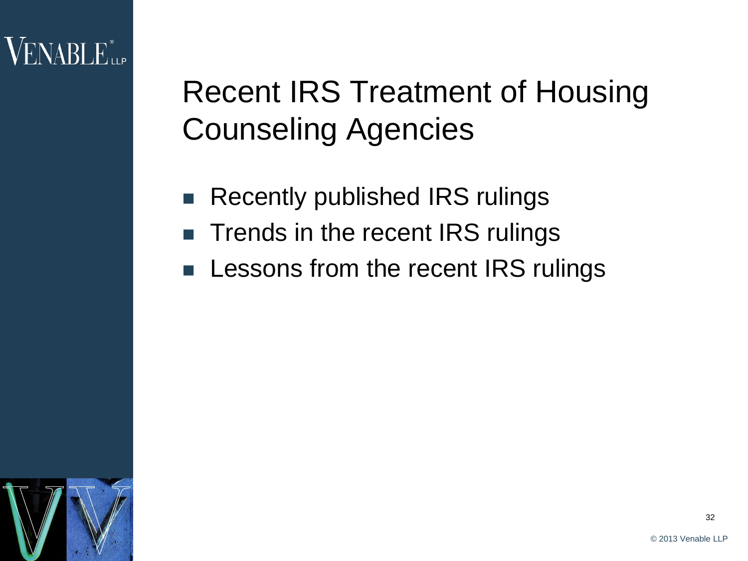# Recent IRS Treatment of Housing Counseling Agencies

- Recently published IRS rulings
- Trends in the recent IRS rulings
- Lessons from the recent IRS rulings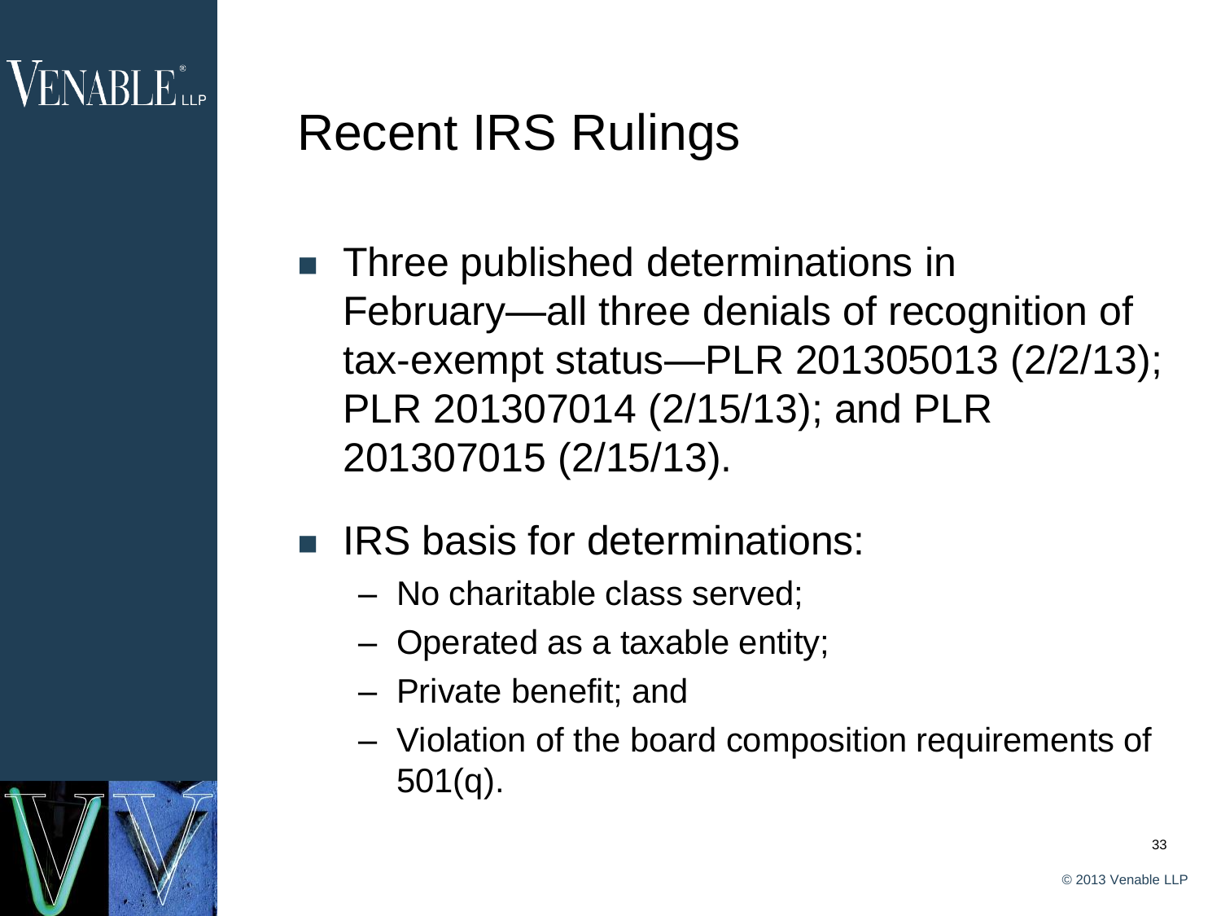# Recent IRS Rulings

- Three published determinations in February—all three denials of recognition of tax-exempt status—PLR 201305013 (2/2/13); PLR 201307014 (2/15/13); and PLR 201307015 (2/15/13).
- IRS basis for determinations:
  - No charitable class served;
  - Operated as a taxable entity;
  - Private benefit; and
  - Violation of the board composition requirements of 501(q).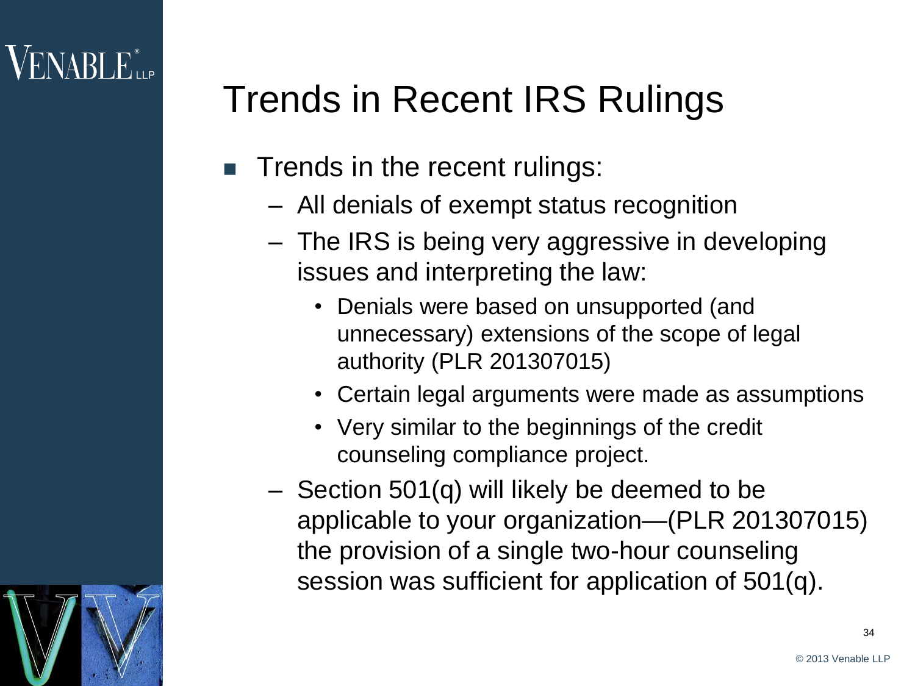# Trends in Recent IRS Rulings

- Trends in the recent rulings:
  - All denials of exempt status recognition
  - The IRS is being very aggressive in developing issues and interpreting the law:
    - Denials were based on unsupported (and unnecessary) extensions of the scope of legal authority (PLR 201307015)
    - Certain legal arguments were made as assumptions
    - Very similar to the beginnings of the credit counseling compliance project.
  - Section 501(q) will likely be deemed to be applicable to your organization—(PLR 201307015) the provision of a single two-hour counseling session was sufficient for application of 501(q).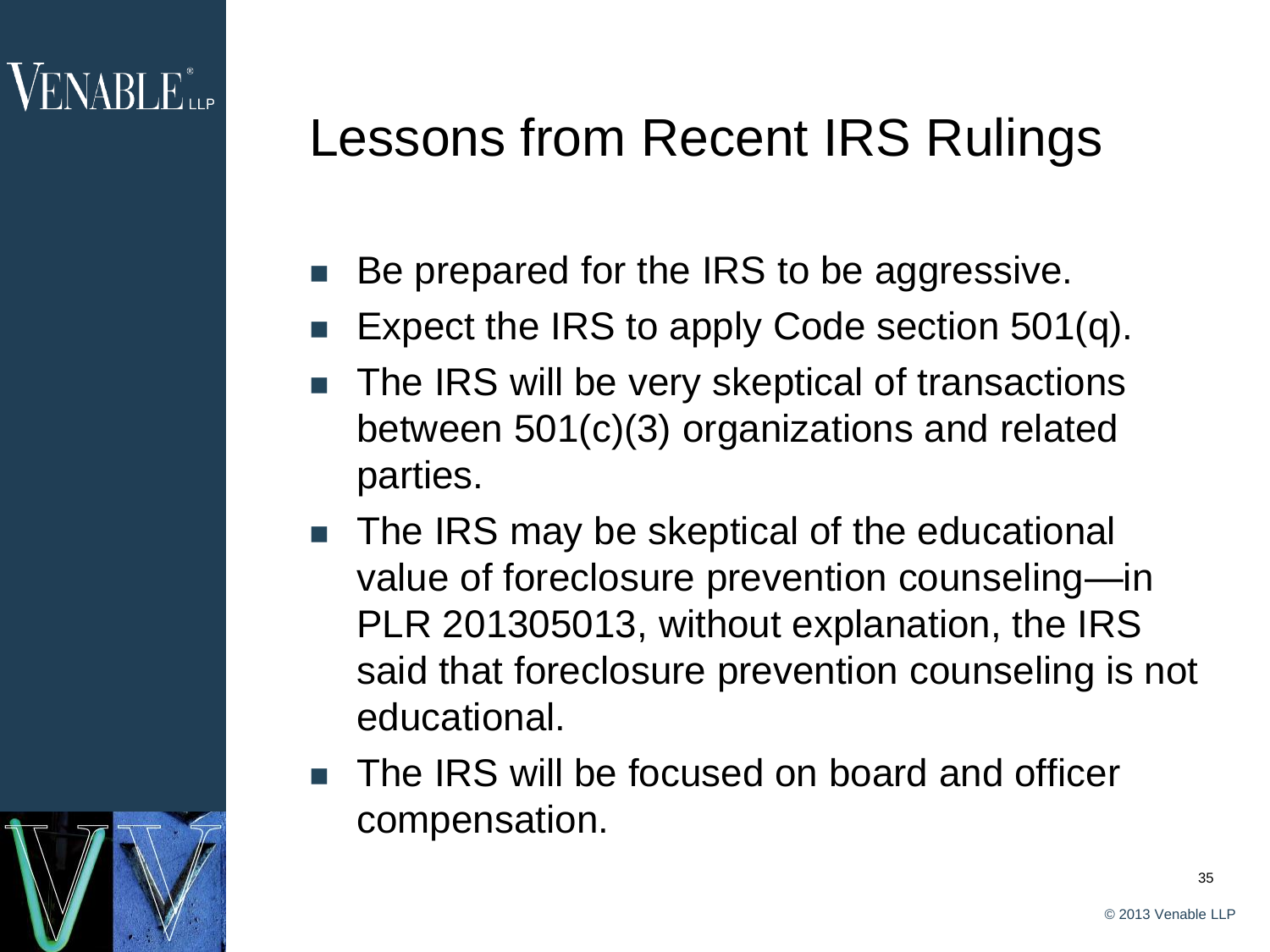# Lessons from Recent IRS Rulings

- Be prepared for the IRS to be aggressive.
- Expect the IRS to apply Code section 501(q).
- The IRS will be very skeptical of transactions between 501(c)(3) organizations and related parties.
- The IRS may be skeptical of the educational value of foreclosure prevention counseling—in PLR 201305013, without explanation, the IRS said that foreclosure prevention counseling is not educational.
- The IRS will be focused on board and officer compensation.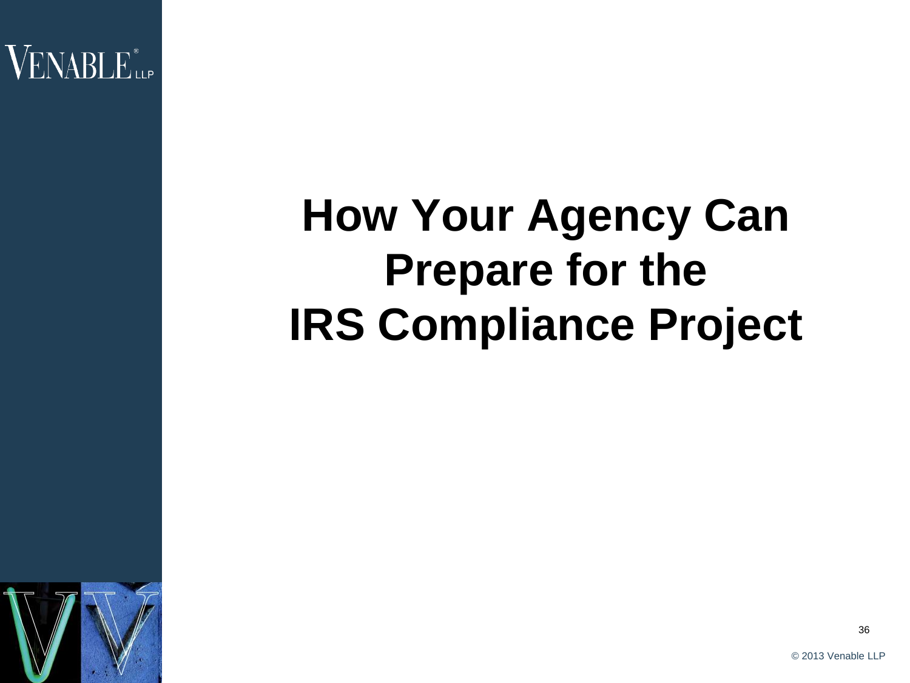# How Your Agency Can Prepare for the IRS Compliance Project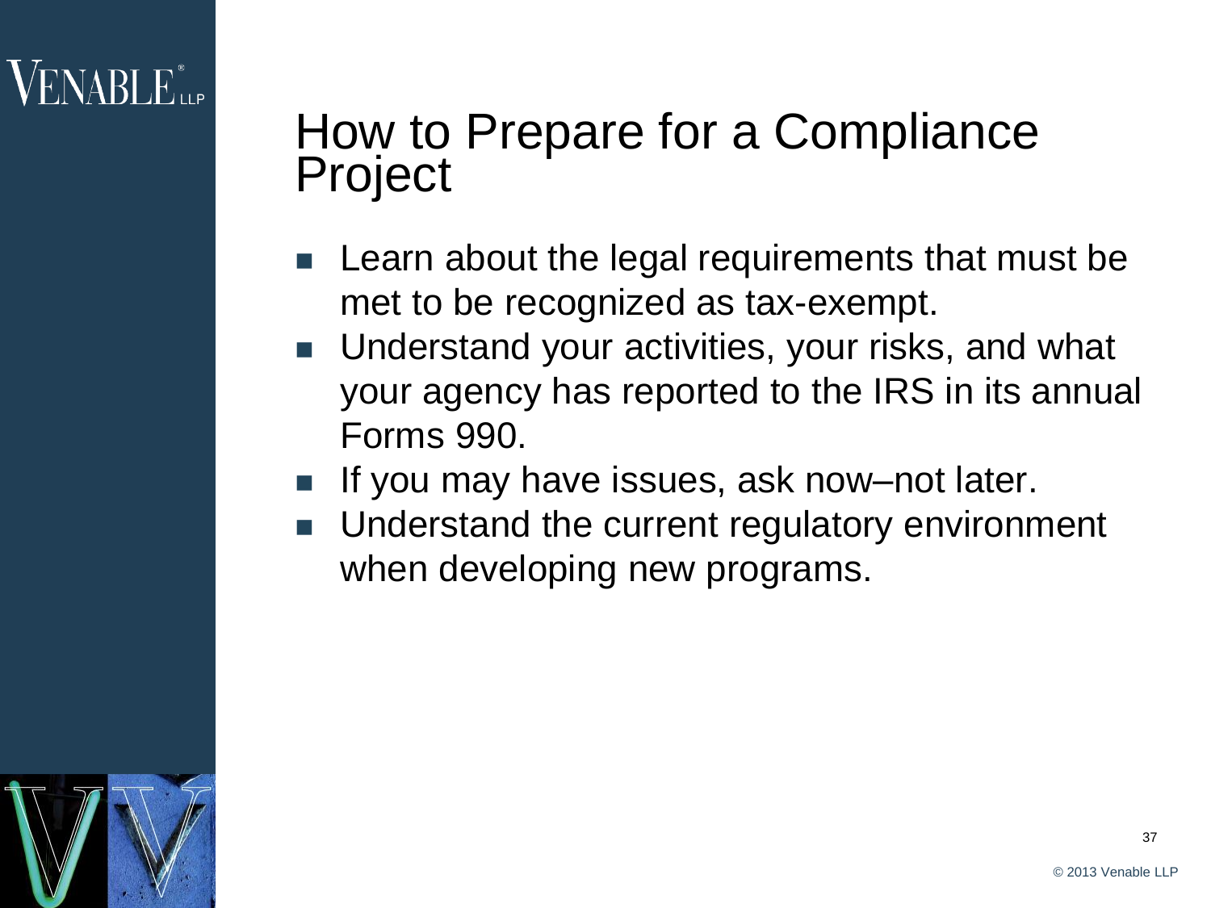# How to Prepare for a Compliance Project

- Learn about the legal requirements that must be met to be recognized as tax-exempt.
- Understand your activities, your risks, and what your agency has reported to the IRS in its annual Forms 990.
- If you may have issues, ask now–not later.
- Understand the current regulatory environment when developing new programs.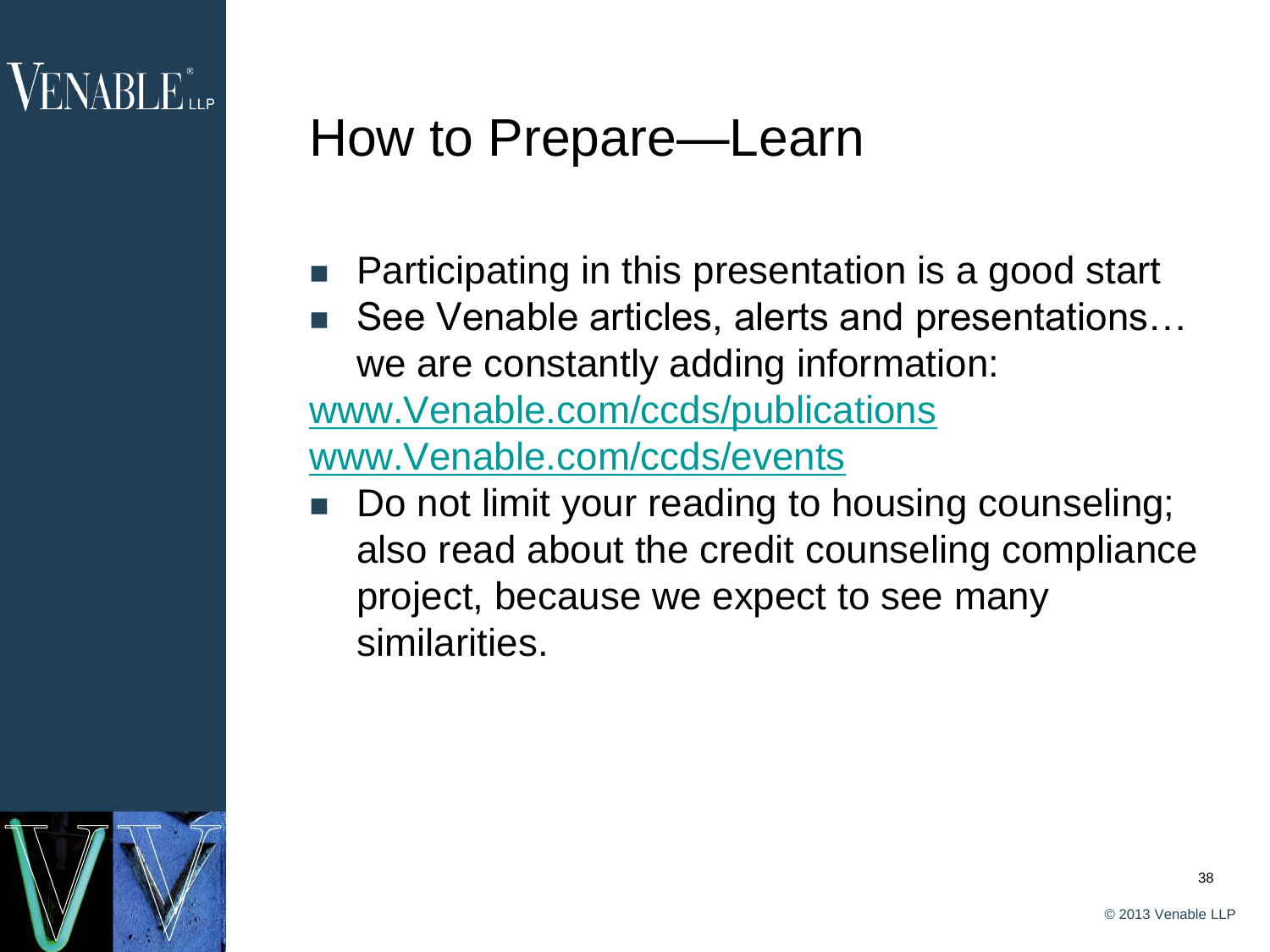# How to Prepare—Learn

- Participating in this presentation is a good start
- See Venable articles, alerts and presentations… we are constantly adding information:

www.Venable.com/ccds/publications

www.Venable.com/ccds/events

- Do not limit your reading to housing counseling; also read about the credit counseling compliance project, because we expect to see many similarities.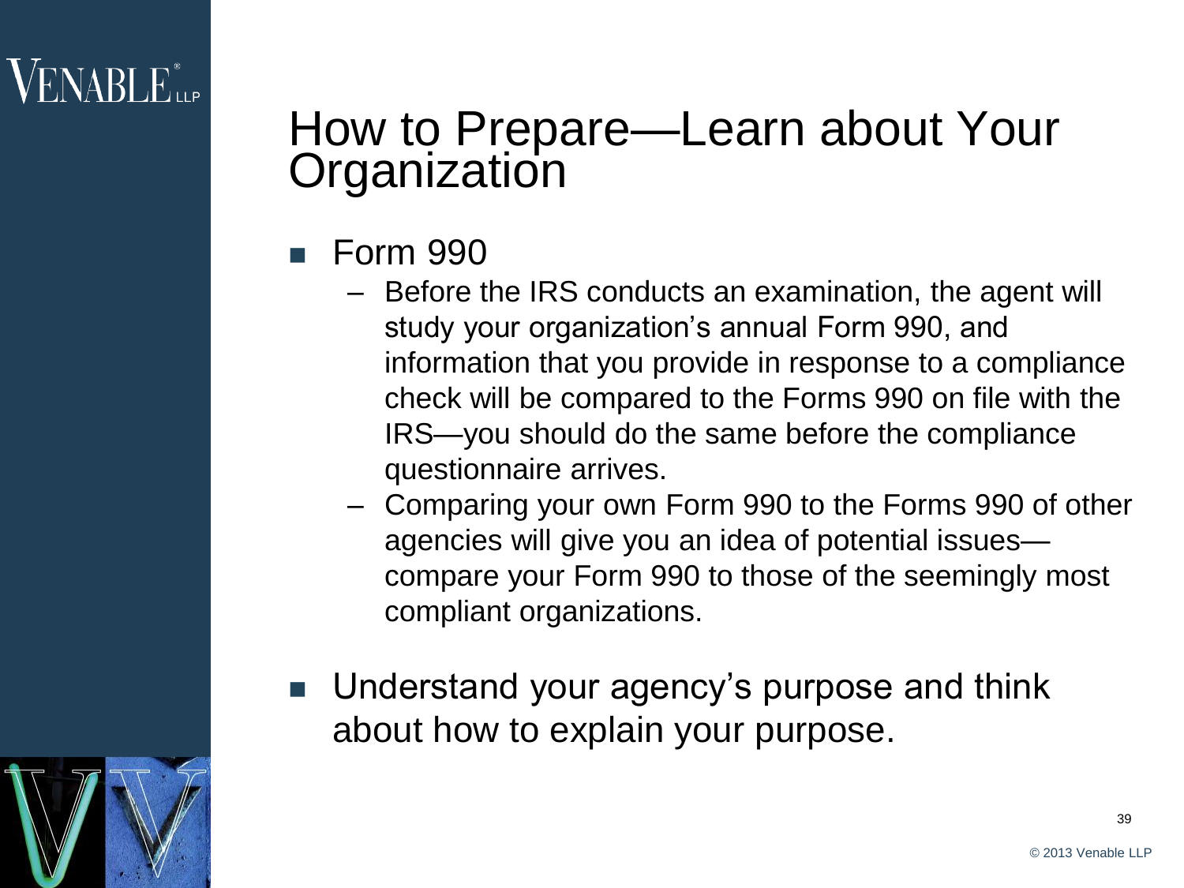# How to Prepare—Learn about Your Organization

- Form 990
  - Before the IRS conducts an examination, the agent will study your organization's annual Form 990, and information that you provide in response to a compliance check will be compared to the Forms 990 on file with the IRS—you should do the same before the compliance questionnaire arrives.
  - Comparing your own Form 990 to the Forms 990 of other agencies will give you an idea of potential issues—compare your Form 990 to those of the seemingly most compliant organizations.
- Understand your agency's purpose and think about how to explain your purpose.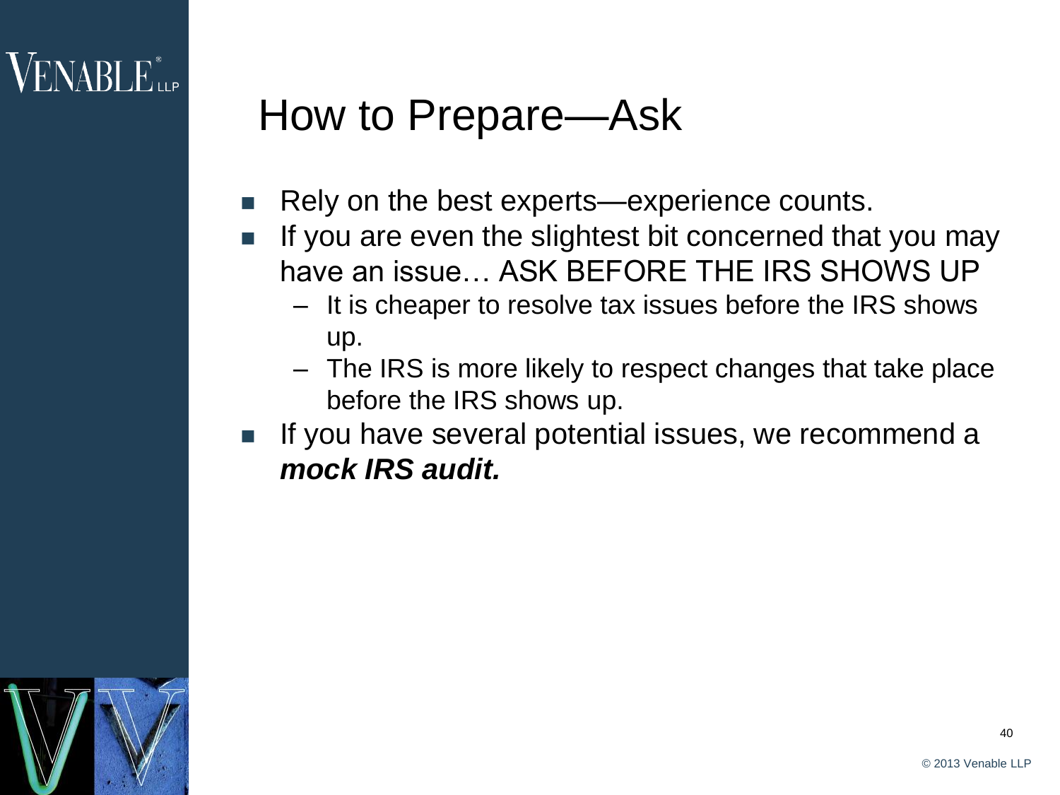# How to Prepare—Ask

- Rely on the best experts—experience counts.
- If you are even the slightest bit concerned that you may have an issue… ASK BEFORE THE IRS SHOWS UP
  - It is cheaper to resolve tax issues before the IRS shows up.
  - The IRS is more likely to respect changes that take place before the IRS shows up.
- If you have several potential issues, we recommend a ***mock IRS audit.***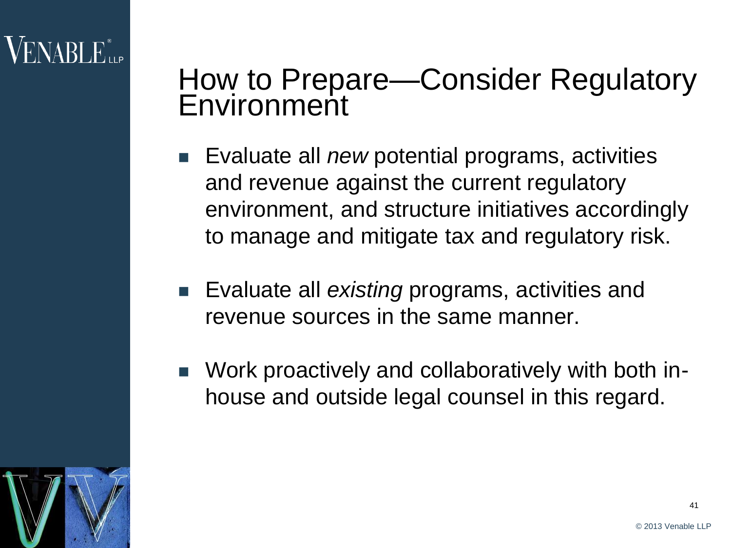# How to Prepare—Consider Regulatory Environment

- Evaluate all *new* potential programs, activities and revenue against the current regulatory environment, and structure initiatives accordingly to manage and mitigate tax and regulatory risk.

- Evaluate all *existing* programs, activities and revenue sources in the same manner.

- Work proactively and collaboratively with both in-house and outside legal counsel in this regard.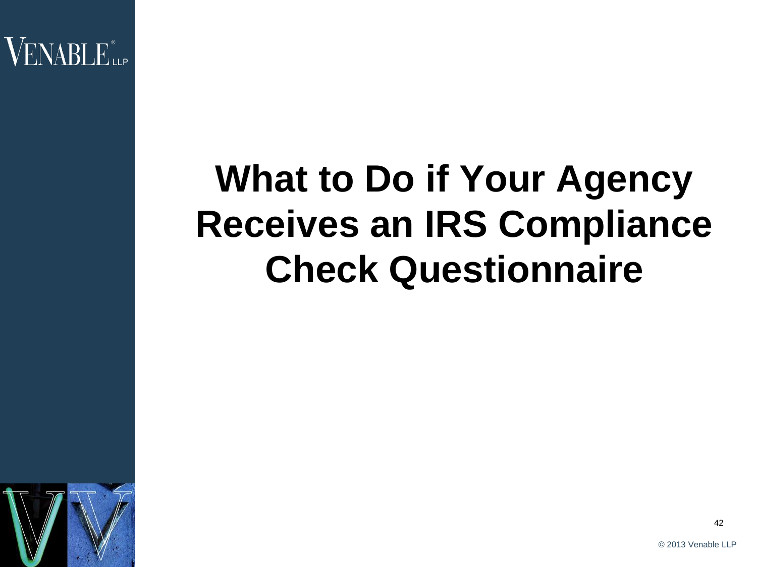# What to Do if Your Agency Receives an IRS Compliance Check Questionnaire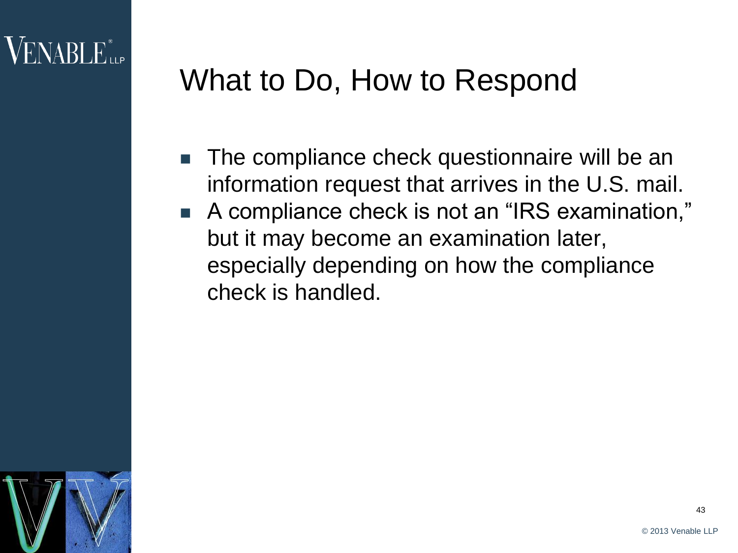# What to Do, How to Respond

- The compliance check questionnaire will be an information request that arrives in the U.S. mail.
- A compliance check is not an "IRS examination," but it may become an examination later, especially depending on how the compliance check is handled.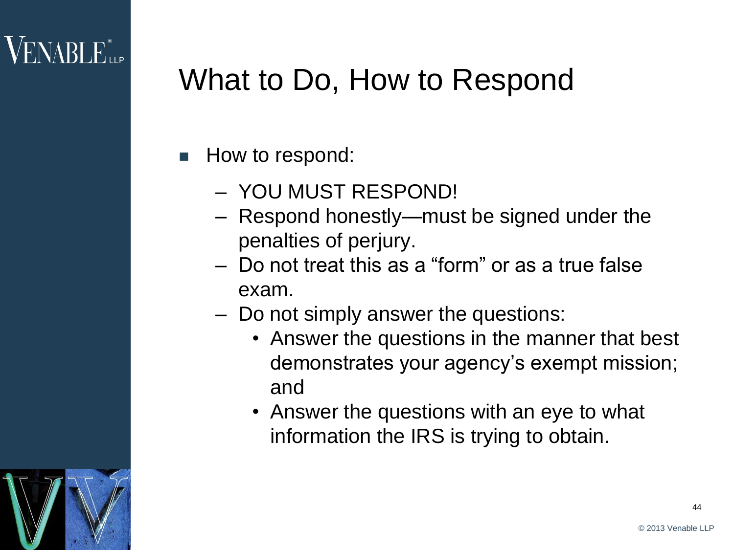# What to Do, How to Respond

- How to respond:
  - YOU MUST RESPOND!
  - Respond honestly—must be signed under the penalties of perjury.
  - Do not treat this as a “form” or as a true false exam.
  - Do not simply answer the questions:
    - Answer the questions in the manner that best demonstrates your agency’s exempt mission; and
    - Answer the questions with an eye to what information the IRS is trying to obtain.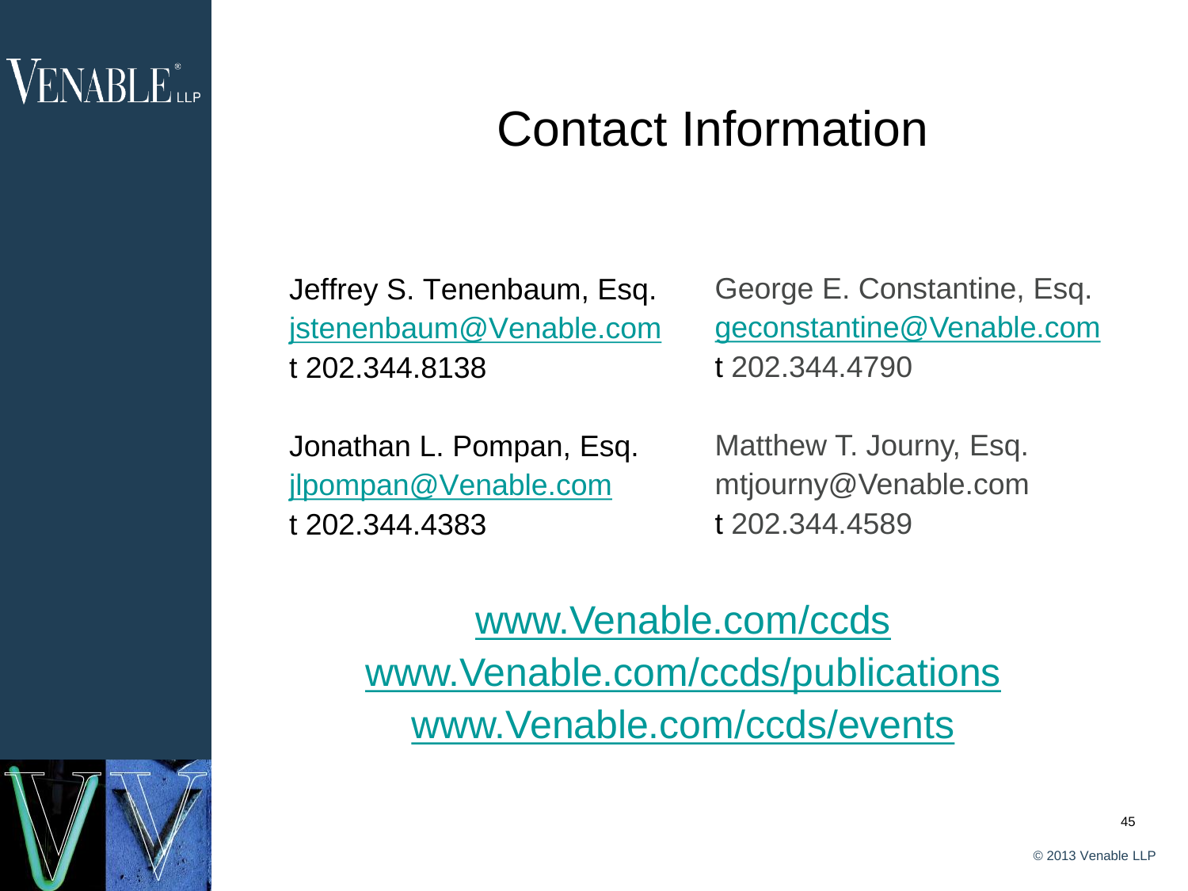# Contact Information

Jeffrey S. Tenenbaum, Esq.
jstenenbaum@Venable.com
t 202.344.8138

Jonathan L. Pompan, Esq.
jlpompan@Venable.com
t 202.344.4383

George E. Constantine, Esq.
geconstantine@Venable.com
t 202.344.4790

Matthew T. Journy, Esq.
mtjourny@Venable.com
t 202.344.4589

www.Venable.com/ccds
www.Venable.com/ccds/publications
www.Venable.com/ccds/events